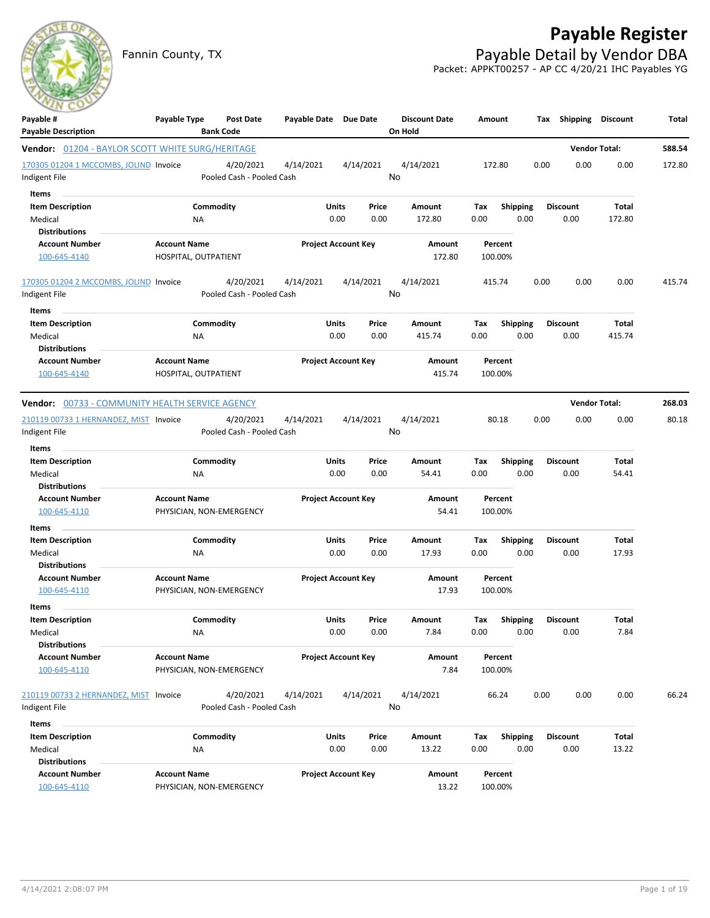# Payable Register

Fannin County, TX

## Payable Detail by Vendor DBA

Packet: APPKT00257 - AP CC 4/20/21 IHC Payables YG

| Payable # / Payable Description | Payable Type | Post Date / Bank Code | Payable Date | Due Date | Discount Date / On Hold | Amount | Tax | Shipping | Discount | Total |
|---|---|---|---|---|---|---|---|---|---|---|

**Vendor: 01204 - BAYLOR SCOTT WHITE SURG/HERITAGE** — Vendor Total: **588.54**

| Payable # | Payable Type | Post Date | Payable Date | Due Date | Discount Date | Amount | Tax | Shipping | Discount | Total |
|---|---|---|---|---|---|---|---|---|---|---|
| 170305 01204 1 MCCOMBS, JOLIND | Invoice | 4/20/2021 | 4/14/2021 | 4/14/2021 | 4/14/2021 | 172.80 | 0.00 | 0.00 | 0.00 | 172.80 |
| Indigent File | | Pooled Cash - Pooled Cash | | | No | | | | | |

Items

| Item Description | Commodity | Units | Price | Amount | Tax | Shipping | Discount | Total |
|---|---|---|---|---|---|---|---|---|
| Medical | NA | 0.00 | 0.00 | 172.80 | 0.00 | 0.00 | 0.00 | 172.80 |

Distributions

| Account Number | Account Name | Project Account Key | Amount | Percent |
|---|---|---|---|---|
| 100-645-4140 | HOSPITAL, OUTPATIENT | | 172.80 | 100.00% |

| Payable # | Payable Type | Post Date | Payable Date | Due Date | Discount Date | Amount | Tax | Shipping | Discount | Total |
|---|---|---|---|---|---|---|---|---|---|---|
| 170305 01204 2 MCCOMBS, JOLIND | Invoice | 4/20/2021 | 4/14/2021 | 4/14/2021 | 4/14/2021 | 415.74 | 0.00 | 0.00 | 0.00 | 415.74 |
| Indigent File | | Pooled Cash - Pooled Cash | | | No | | | | | |

Items

| Item Description | Commodity | Units | Price | Amount | Tax | Shipping | Discount | Total |
|---|---|---|---|---|---|---|---|---|
| Medical | NA | 0.00 | 0.00 | 415.74 | 0.00 | 0.00 | 0.00 | 415.74 |

Distributions

| Account Number | Account Name | Project Account Key | Amount | Percent |
|---|---|---|---|---|
| 100-645-4140 | HOSPITAL, OUTPATIENT | | 415.74 | 100.00% |

**Vendor: 00733 - COMMUNITY HEALTH SERVICE AGENCY** — Vendor Total: **268.03**

| Payable # | Payable Type | Post Date | Payable Date | Due Date | Discount Date | Amount | Tax | Shipping | Discount | Total |
|---|---|---|---|---|---|---|---|---|---|---|
| 210119 00733 1 HERNANDEZ, MIST | Invoice | 4/20/2021 | 4/14/2021 | 4/14/2021 | 4/14/2021 | 80.18 | 0.00 | 0.00 | 0.00 | 80.18 |
| Indigent File | | Pooled Cash - Pooled Cash | | | No | | | | | |

Items

| Item Description | Commodity | Units | Price | Amount | Tax | Shipping | Discount | Total |
|---|---|---|---|---|---|---|---|---|
| Medical | NA | 0.00 | 0.00 | 54.41 | 0.00 | 0.00 | 0.00 | 54.41 |

Distributions

| Account Number | Account Name | Project Account Key | Amount | Percent |
|---|---|---|---|---|
| 100-645-4110 | PHYSICIAN, NON-EMERGENCY | | 54.41 | 100.00% |

Items

| Item Description | Commodity | Units | Price | Amount | Tax | Shipping | Discount | Total |
|---|---|---|---|---|---|---|---|---|
| Medical | NA | 0.00 | 0.00 | 17.93 | 0.00 | 0.00 | 0.00 | 17.93 |

Distributions

| Account Number | Account Name | Project Account Key | Amount | Percent |
|---|---|---|---|---|
| 100-645-4110 | PHYSICIAN, NON-EMERGENCY | | 17.93 | 100.00% |

Items

| Item Description | Commodity | Units | Price | Amount | Tax | Shipping | Discount | Total |
|---|---|---|---|---|---|---|---|---|
| Medical | NA | 0.00 | 0.00 | 7.84 | 0.00 | 0.00 | 0.00 | 7.84 |

Distributions

| Account Number | Account Name | Project Account Key | Amount | Percent |
|---|---|---|---|---|
| 100-645-4110 | PHYSICIAN, NON-EMERGENCY | | 7.84 | 100.00% |

| Payable # | Payable Type | Post Date | Payable Date | Due Date | Discount Date | Amount | Tax | Shipping | Discount | Total |
|---|---|---|---|---|---|---|---|---|---|---|
| 210119 00733 2 HERNANDEZ, MIST | Invoice | 4/20/2021 | 4/14/2021 | 4/14/2021 | 4/14/2021 | 66.24 | 0.00 | 0.00 | 0.00 | 66.24 |
| Indigent File | | Pooled Cash - Pooled Cash | | | No | | | | | |

Items

| Item Description | Commodity | Units | Price | Amount | Tax | Shipping | Discount | Total |
|---|---|---|---|---|---|---|---|---|
| Medical | NA | 0.00 | 0.00 | 13.22 | 0.00 | 0.00 | 0.00 | 13.22 |

Distributions

| Account Number | Account Name | Project Account Key | Amount | Percent |
|---|---|---|---|---|
| 100-645-4110 | PHYSICIAN, NON-EMERGENCY | | 13.22 | 100.00% |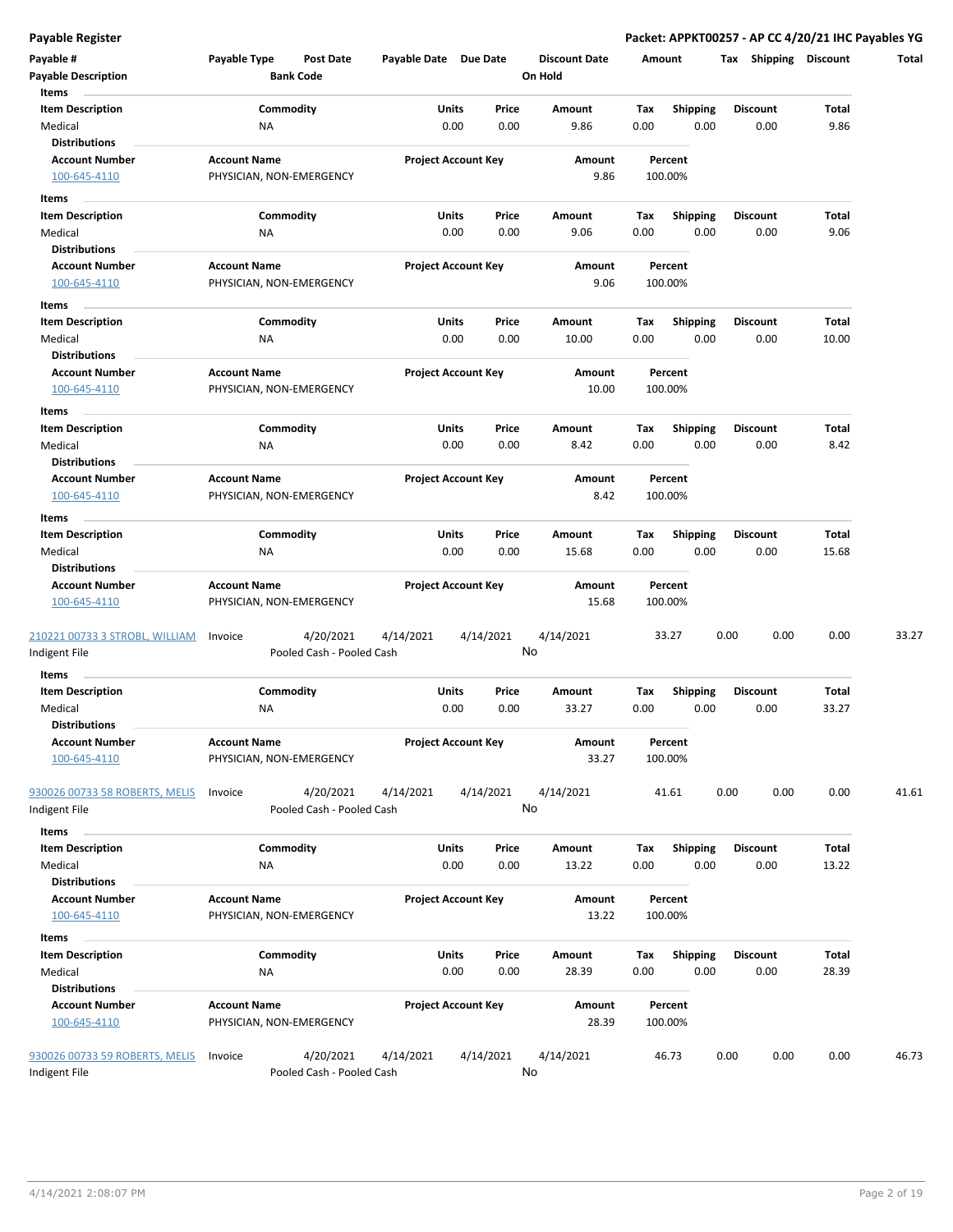**Payable Register**

**Packet: APPKT00257 - AP CC 4/20/21 IHC Payables YG**

| Payable # | Payable Type | Post Date | Payable Date | Due Date | Discount Date | Amount | Tax | Shipping | Discount | Total |
|---|---|---|---|---|---|---|---|---|---|---|
| **Payable Description** | | **Bank Code** | | | **On Hold** | | | | | |

**Items**

| Item Description | Commodity | Units | Price | Amount | Tax | Shipping | Discount | Total |
|---|---|---|---|---|---|---|---|---|
| Medical | NA | 0.00 | 0.00 | 9.86 | 0.00 | 0.00 | 0.00 | 9.86 |

**Distributions**

| Account Number | Account Name | Project Account Key | Amount | Percent |
|---|---|---|---|---|
| 100-645-4110 | PHYSICIAN, NON-EMERGENCY | | 9.86 | 100.00% |

**Items**

| Item Description | Commodity | Units | Price | Amount | Tax | Shipping | Discount | Total |
|---|---|---|---|---|---|---|---|---|
| Medical | NA | 0.00 | 0.00 | 9.06 | 0.00 | 0.00 | 0.00 | 9.06 |

**Distributions**

| Account Number | Account Name | Project Account Key | Amount | Percent |
|---|---|---|---|---|
| 100-645-4110 | PHYSICIAN, NON-EMERGENCY | | 9.06 | 100.00% |

**Items**

| Item Description | Commodity | Units | Price | Amount | Tax | Shipping | Discount | Total |
|---|---|---|---|---|---|---|---|---|
| Medical | NA | 0.00 | 0.00 | 10.00 | 0.00 | 0.00 | 0.00 | 10.00 |

**Distributions**

| Account Number | Account Name | Project Account Key | Amount | Percent |
|---|---|---|---|---|
| 100-645-4110 | PHYSICIAN, NON-EMERGENCY | | 10.00 | 100.00% |

**Items**

| Item Description | Commodity | Units | Price | Amount | Tax | Shipping | Discount | Total |
|---|---|---|---|---|---|---|---|---|
| Medical | NA | 0.00 | 0.00 | 8.42 | 0.00 | 0.00 | 0.00 | 8.42 |

**Distributions**

| Account Number | Account Name | Project Account Key | Amount | Percent |
|---|---|---|---|---|
| 100-645-4110 | PHYSICIAN, NON-EMERGENCY | | 8.42 | 100.00% |

**Items**

| Item Description | Commodity | Units | Price | Amount | Tax | Shipping | Discount | Total |
|---|---|---|---|---|---|---|---|---|
| Medical | NA | 0.00 | 0.00 | 15.68 | 0.00 | 0.00 | 0.00 | 15.68 |

**Distributions**

| Account Number | Account Name | Project Account Key | Amount | Percent |
|---|---|---|---|---|
| 100-645-4110 | PHYSICIAN, NON-EMERGENCY | | 15.68 | 100.00% |

| Payable # | Payable Type | Post Date | Payable Date | Due Date | Discount Date | Amount | Tax | Shipping | Discount | Total |
|---|---|---|---|---|---|---|---|---|---|---|
| 210221 00733 3 STROBL, WILLIAM | Invoice | 4/20/2021 | 4/14/2021 | 4/14/2021 | 4/14/2021 | 33.27 | 0.00 | 0.00 | 0.00 | 33.27 |
| Indigent File | | Pooled Cash - Pooled Cash | | | No | | | | | |

**Items**

| Item Description | Commodity | Units | Price | Amount | Tax | Shipping | Discount | Total |
|---|---|---|---|---|---|---|---|---|
| Medical | NA | 0.00 | 0.00 | 33.27 | 0.00 | 0.00 | 0.00 | 33.27 |

**Distributions**

| Account Number | Account Name | Project Account Key | Amount | Percent |
|---|---|---|---|---|
| 100-645-4110 | PHYSICIAN, NON-EMERGENCY | | 33.27 | 100.00% |

| Payable # | Payable Type | Post Date | Payable Date | Due Date | Discount Date | Amount | Tax | Shipping | Discount | Total |
|---|---|---|---|---|---|---|---|---|---|---|
| 930026 00733 58 ROBERTS, MELIS | Invoice | 4/20/2021 | 4/14/2021 | 4/14/2021 | 4/14/2021 | 41.61 | 0.00 | 0.00 | 0.00 | 41.61 |
| Indigent File | | Pooled Cash - Pooled Cash | | | No | | | | | |

**Items**

| Item Description | Commodity | Units | Price | Amount | Tax | Shipping | Discount | Total |
|---|---|---|---|---|---|---|---|---|
| Medical | NA | 0.00 | 0.00 | 13.22 | 0.00 | 0.00 | 0.00 | 13.22 |

**Distributions**

| Account Number | Account Name | Project Account Key | Amount | Percent |
|---|---|---|---|---|
| 100-645-4110 | PHYSICIAN, NON-EMERGENCY | | 13.22 | 100.00% |

**Items**

| Item Description | Commodity | Units | Price | Amount | Tax | Shipping | Discount | Total |
|---|---|---|---|---|---|---|---|---|
| Medical | NA | 0.00 | 0.00 | 28.39 | 0.00 | 0.00 | 0.00 | 28.39 |

**Distributions**

| Account Number | Account Name | Project Account Key | Amount | Percent |
|---|---|---|---|---|
| 100-645-4110 | PHYSICIAN, NON-EMERGENCY | | 28.39 | 100.00% |

| Payable # | Payable Type | Post Date | Payable Date | Due Date | Discount Date | Amount | Tax | Shipping | Discount | Total |
|---|---|---|---|---|---|---|---|---|---|---|
| 930026 00733 59 ROBERTS, MELIS | Invoice | 4/20/2021 | 4/14/2021 | 4/14/2021 | 4/14/2021 | 46.73 | 0.00 | 0.00 | 0.00 | 46.73 |
| Indigent File | | Pooled Cash - Pooled Cash | | | No | | | | | |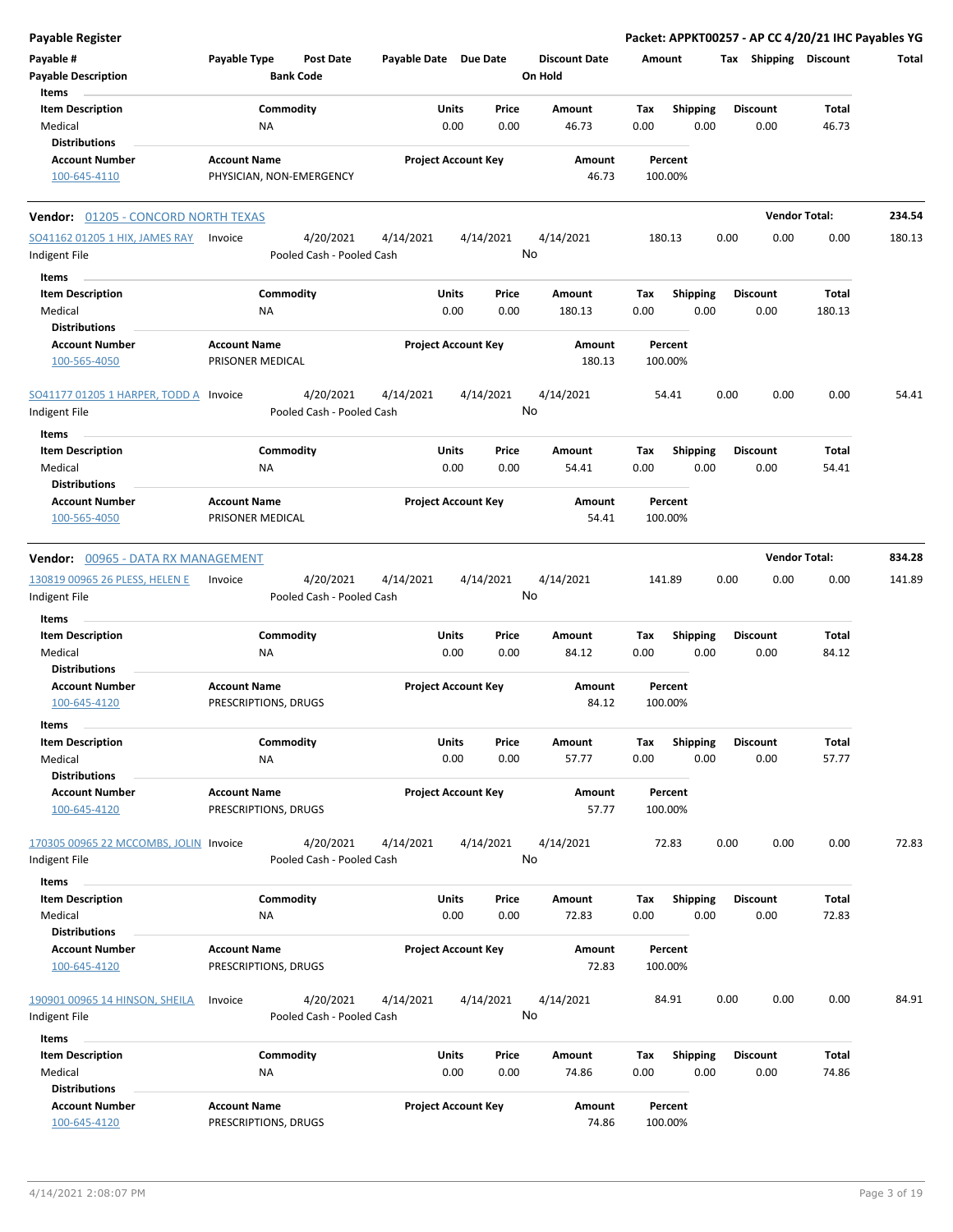**Payable Register** — **Packet: APPKT00257 - AP CC 4/20/21 IHC Payables YG**

| Payable # | Payable Type | Post Date | Payable Date | Due Date | Discount Date | Amount | Tax | Shipping | Discount | Total |
|---|---|---|---|---|---|---|---|---|---|---|
| Payable Description | | Bank Code | | | On Hold | | | | | |

**Items**

| Item Description | Commodity | Units | Price | Amount | Tax | Shipping | Discount | Total |
|---|---|---|---|---|---|---|---|---|
| Medical | NA | 0.00 | 0.00 | 46.73 | 0.00 | 0.00 | 0.00 | 46.73 |

**Distributions**

| Account Number | Account Name | Project Account Key | Amount | Percent |
|---|---|---|---|---|
| 100-645-4110 | PHYSICIAN, NON-EMERGENCY | | 46.73 | 100.00% |

---

**Vendor: 01205 - CONCORD NORTH TEXAS** — **Vendor Total: 234.54**

| Payable # | Payable Type | Post Date | Payable Date | Due Date | Discount Date | Amount | Tax | Shipping | Discount | Total |
|---|---|---|---|---|---|---|---|---|---|---|
| SO41162 01205 1 HIX, JAMES RAY | Invoice | 4/20/2021 | 4/14/2021 | 4/14/2021 | 4/14/2021 | 180.13 | 0.00 | 0.00 | 0.00 | 180.13 |
| Indigent File | | Pooled Cash - Pooled Cash | | | No | | | | | |

**Items**

| Item Description | Commodity | Units | Price | Amount | Tax | Shipping | Discount | Total |
|---|---|---|---|---|---|---|---|---|
| Medical | NA | 0.00 | 0.00 | 180.13 | 0.00 | 0.00 | 0.00 | 180.13 |

**Distributions**

| Account Number | Account Name | Project Account Key | Amount | Percent |
|---|---|---|---|---|
| 100-565-4050 | PRISONER MEDICAL | | 180.13 | 100.00% |

| Payable # | Payable Type | Post Date | Payable Date | Due Date | Discount Date | Amount | Tax | Shipping | Discount | Total |
|---|---|---|---|---|---|---|---|---|---|---|
| SO41177 01205 1 HARPER, TODD A | Invoice | 4/20/2021 | 4/14/2021 | 4/14/2021 | 4/14/2021 | 54.41 | 0.00 | 0.00 | 0.00 | 54.41 |
| Indigent File | | Pooled Cash - Pooled Cash | | | No | | | | | |

**Items**

| Item Description | Commodity | Units | Price | Amount | Tax | Shipping | Discount | Total |
|---|---|---|---|---|---|---|---|---|
| Medical | NA | 0.00 | 0.00 | 54.41 | 0.00 | 0.00 | 0.00 | 54.41 |

**Distributions**

| Account Number | Account Name | Project Account Key | Amount | Percent |
|---|---|---|---|---|
| 100-565-4050 | PRISONER MEDICAL | | 54.41 | 100.00% |

---

**Vendor: 00965 - DATA RX MANAGEMENT** — **Vendor Total: 834.28**

| Payable # | Payable Type | Post Date | Payable Date | Due Date | Discount Date | Amount | Tax | Shipping | Discount | Total |
|---|---|---|---|---|---|---|---|---|---|---|
| 130819 00965 26 PLESS, HELEN E | Invoice | 4/20/2021 | 4/14/2021 | 4/14/2021 | 4/14/2021 | 141.89 | 0.00 | 0.00 | 0.00 | 141.89 |
| Indigent File | | Pooled Cash - Pooled Cash | | | No | | | | | |

**Items**

| Item Description | Commodity | Units | Price | Amount | Tax | Shipping | Discount | Total |
|---|---|---|---|---|---|---|---|---|
| Medical | NA | 0.00 | 0.00 | 84.12 | 0.00 | 0.00 | 0.00 | 84.12 |

**Distributions**

| Account Number | Account Name | Project Account Key | Amount | Percent |
|---|---|---|---|---|
| 100-645-4120 | PRESCRIPTIONS, DRUGS | | 84.12 | 100.00% |

**Items**

| Item Description | Commodity | Units | Price | Amount | Tax | Shipping | Discount | Total |
|---|---|---|---|---|---|---|---|---|
| Medical | NA | 0.00 | 0.00 | 57.77 | 0.00 | 0.00 | 0.00 | 57.77 |

**Distributions**

| Account Number | Account Name | Project Account Key | Amount | Percent |
|---|---|---|---|---|
| 100-645-4120 | PRESCRIPTIONS, DRUGS | | 57.77 | 100.00% |

| Payable # | Payable Type | Post Date | Payable Date | Due Date | Discount Date | Amount | Tax | Shipping | Discount | Total |
|---|---|---|---|---|---|---|---|---|---|---|
| 170305 00965 22 MCCOMBS, JOLIN | Invoice | 4/20/2021 | 4/14/2021 | 4/14/2021 | 4/14/2021 | 72.83 | 0.00 | 0.00 | 0.00 | 72.83 |
| Indigent File | | Pooled Cash - Pooled Cash | | | No | | | | | |

**Items**

| Item Description | Commodity | Units | Price | Amount | Tax | Shipping | Discount | Total |
|---|---|---|---|---|---|---|---|---|
| Medical | NA | 0.00 | 0.00 | 72.83 | 0.00 | 0.00 | 0.00 | 72.83 |

**Distributions**

| Account Number | Account Name | Project Account Key | Amount | Percent |
|---|---|---|---|---|
| 100-645-4120 | PRESCRIPTIONS, DRUGS | | 72.83 | 100.00% |

| Payable # | Payable Type | Post Date | Payable Date | Due Date | Discount Date | Amount | Tax | Shipping | Discount | Total |
|---|---|---|---|---|---|---|---|---|---|---|
| 190901 00965 14 HINSON, SHEILA | Invoice | 4/20/2021 | 4/14/2021 | 4/14/2021 | 4/14/2021 | 84.91 | 0.00 | 0.00 | 0.00 | 84.91 |
| Indigent File | | Pooled Cash - Pooled Cash | | | No | | | | | |

**Items**

| Item Description | Commodity | Units | Price | Amount | Tax | Shipping | Discount | Total |
|---|---|---|---|---|---|---|---|---|
| Medical | NA | 0.00 | 0.00 | 74.86 | 0.00 | 0.00 | 0.00 | 74.86 |

**Distributions**

| Account Number | Account Name | Project Account Key | Amount | Percent |
|---|---|---|---|---|
| 100-645-4120 | PRESCRIPTIONS, DRUGS | | 74.86 | 100.00% |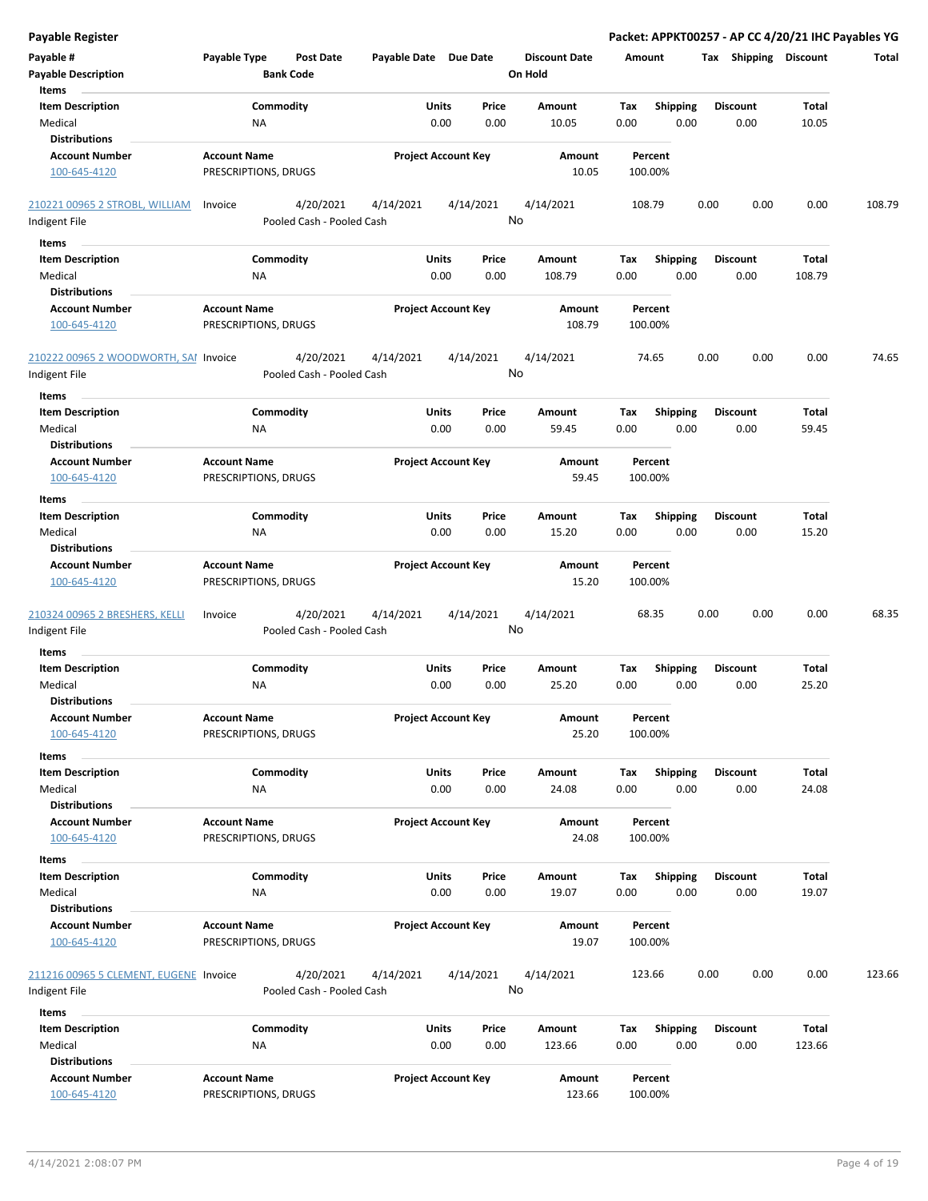**Payable Register** | **Packet: APPKT00257 - AP CC 4/20/21 IHC Payables YG**

| Payable # / Payable Description | Payable Type | Post Date / Bank Code | Payable Date | Due Date | Discount Date / On Hold | Amount | Tax | Shipping | Discount | Total |
|---|---|---|---|---|---|---|---|---|---|---|

**Items**

| Item Description | Commodity | Units | Price | Amount | Tax | Shipping | Discount | Total |
|---|---|---|---|---|---|---|---|---|
| Medical | NA | 0.00 | 0.00 | 10.05 | 0.00 | 0.00 | 0.00 | 10.05 |

**Distributions**

| Account Number | Account Name | Project Account Key | Amount | Percent |
|---|---|---|---|---|
| 100-645-4120 | PRESCRIPTIONS, DRUGS | | 10.05 | 100.00% |

| Payable # / Payable Description | Payable Type | Post Date / Bank Code | Payable Date | Due Date | Discount Date / On Hold | Amount | Tax | Shipping | Discount | Total |
|---|---|---|---|---|---|---|---|---|---|---|
| 210221 00965 2 STROBL, WILLIAM / Indigent File | Invoice | 4/20/2021 / Pooled Cash - Pooled Cash | 4/14/2021 | 4/14/2021 | 4/14/2021 / No | 108.79 | 0.00 | 0.00 | 0.00 | 108.79 |

**Items**

| Item Description | Commodity | Units | Price | Amount | Tax | Shipping | Discount | Total |
|---|---|---|---|---|---|---|---|---|
| Medical | NA | 0.00 | 0.00 | 108.79 | 0.00 | 0.00 | 0.00 | 108.79 |

**Distributions**

| Account Number | Account Name | Project Account Key | Amount | Percent |
|---|---|---|---|---|
| 100-645-4120 | PRESCRIPTIONS, DRUGS | | 108.79 | 100.00% |

| Payable # / Payable Description | Payable Type | Post Date / Bank Code | Payable Date | Due Date | Discount Date / On Hold | Amount | Tax | Shipping | Discount | Total |
|---|---|---|---|---|---|---|---|---|---|---|
| 210222 00965 2 WOODWORTH, SAI / Indigent File | Invoice | 4/20/2021 / Pooled Cash - Pooled Cash | 4/14/2021 | 4/14/2021 | 4/14/2021 / No | 74.65 | 0.00 | 0.00 | 0.00 | 74.65 |

**Items**

| Item Description | Commodity | Units | Price | Amount | Tax | Shipping | Discount | Total |
|---|---|---|---|---|---|---|---|---|
| Medical | NA | 0.00 | 0.00 | 59.45 | 0.00 | 0.00 | 0.00 | 59.45 |

**Distributions**

| Account Number | Account Name | Project Account Key | Amount | Percent |
|---|---|---|---|---|
| 100-645-4120 | PRESCRIPTIONS, DRUGS | | 59.45 | 100.00% |

**Items**

| Item Description | Commodity | Units | Price | Amount | Tax | Shipping | Discount | Total |
|---|---|---|---|---|---|---|---|---|
| Medical | NA | 0.00 | 0.00 | 15.20 | 0.00 | 0.00 | 0.00 | 15.20 |

**Distributions**

| Account Number | Account Name | Project Account Key | Amount | Percent |
|---|---|---|---|---|
| 100-645-4120 | PRESCRIPTIONS, DRUGS | | 15.20 | 100.00% |

| Payable # / Payable Description | Payable Type | Post Date / Bank Code | Payable Date | Due Date | Discount Date / On Hold | Amount | Tax | Shipping | Discount | Total |
|---|---|---|---|---|---|---|---|---|---|---|
| 210324 00965 2 BRESHERS, KELLI / Indigent File | Invoice | 4/20/2021 / Pooled Cash - Pooled Cash | 4/14/2021 | 4/14/2021 | 4/14/2021 / No | 68.35 | 0.00 | 0.00 | 0.00 | 68.35 |

**Items**

| Item Description | Commodity | Units | Price | Amount | Tax | Shipping | Discount | Total |
|---|---|---|---|---|---|---|---|---|
| Medical | NA | 0.00 | 0.00 | 25.20 | 0.00 | 0.00 | 0.00 | 25.20 |

**Distributions**

| Account Number | Account Name | Project Account Key | Amount | Percent |
|---|---|---|---|---|
| 100-645-4120 | PRESCRIPTIONS, DRUGS | | 25.20 | 100.00% |

**Items**

| Item Description | Commodity | Units | Price | Amount | Tax | Shipping | Discount | Total |
|---|---|---|---|---|---|---|---|---|
| Medical | NA | 0.00 | 0.00 | 24.08 | 0.00 | 0.00 | 0.00 | 24.08 |

**Distributions**

| Account Number | Account Name | Project Account Key | Amount | Percent |
|---|---|---|---|---|
| 100-645-4120 | PRESCRIPTIONS, DRUGS | | 24.08 | 100.00% |

**Items**

| Item Description | Commodity | Units | Price | Amount | Tax | Shipping | Discount | Total |
|---|---|---|---|---|---|---|---|---|
| Medical | NA | 0.00 | 0.00 | 19.07 | 0.00 | 0.00 | 0.00 | 19.07 |

**Distributions**

| Account Number | Account Name | Project Account Key | Amount | Percent |
|---|---|---|---|---|
| 100-645-4120 | PRESCRIPTIONS, DRUGS | | 19.07 | 100.00% |

| Payable # / Payable Description | Payable Type | Post Date / Bank Code | Payable Date | Due Date | Discount Date / On Hold | Amount | Tax | Shipping | Discount | Total |
|---|---|---|---|---|---|---|---|---|---|---|
| 211216 00965 5 CLEMENT, EUGENE / Indigent File | Invoice | 4/20/2021 / Pooled Cash - Pooled Cash | 4/14/2021 | 4/14/2021 | 4/14/2021 / No | 123.66 | 0.00 | 0.00 | 0.00 | 123.66 |

**Items**

| Item Description | Commodity | Units | Price | Amount | Tax | Shipping | Discount | Total |
|---|---|---|---|---|---|---|---|---|
| Medical | NA | 0.00 | 0.00 | 123.66 | 0.00 | 0.00 | 0.00 | 123.66 |

**Distributions**

| Account Number | Account Name | Project Account Key | Amount | Percent |
|---|---|---|---|---|
| 100-645-4120 | PRESCRIPTIONS, DRUGS | | 123.66 | 100.00% |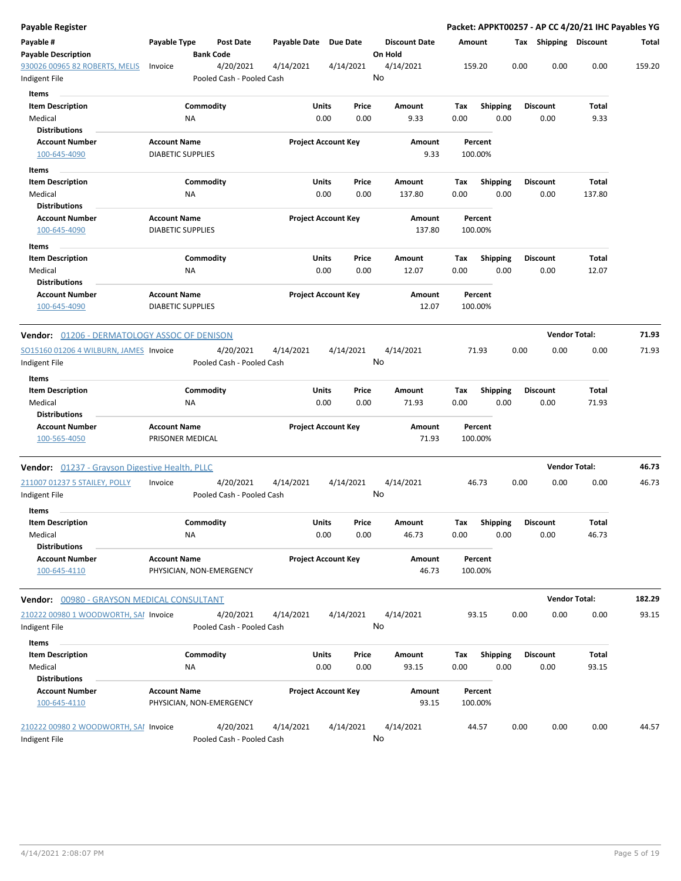**Payable Register** — Packet: APPKT00257 - AP CC 4/20/21 IHC Payables YG

| Payable # / Payable Description | Payable Type | Post Date / Bank Code | Payable Date | Due Date | Discount Date / On Hold | Amount | Tax | Shipping | Discount | Total |
|---|---|---|---|---|---|---|---|---|---|---|
| 930026 00965 82 ROBERTS, MELIS / Indigent File | Invoice | 4/20/2021 / Pooled Cash - Pooled Cash | 4/14/2021 | 4/14/2021 | 4/14/2021 / No | 159.20 | 0.00 | 0.00 | 0.00 | 159.20 |

**Items**

| Item Description | Commodity | Units | Price | Amount | Tax | Shipping | Discount | Total |
|---|---|---|---|---|---|---|---|---|
| Medical | NA | 0.00 | 0.00 | 9.33 | 0.00 | 0.00 | 0.00 | 9.33 |

**Distributions**

| Account Number | Account Name | Project Account Key | Amount | Percent |
|---|---|---|---|---|
| 100-645-4090 | DIABETIC SUPPLIES | | 9.33 | 100.00% |

**Items**

| Item Description | Commodity | Units | Price | Amount | Tax | Shipping | Discount | Total |
|---|---|---|---|---|---|---|---|---|
| Medical | NA | 0.00 | 0.00 | 137.80 | 0.00 | 0.00 | 0.00 | 137.80 |

**Distributions**

| Account Number | Account Name | Project Account Key | Amount | Percent |
|---|---|---|---|---|
| 100-645-4090 | DIABETIC SUPPLIES | | 137.80 | 100.00% |

**Items**

| Item Description | Commodity | Units | Price | Amount | Tax | Shipping | Discount | Total |
|---|---|---|---|---|---|---|---|---|
| Medical | NA | 0.00 | 0.00 | 12.07 | 0.00 | 0.00 | 0.00 | 12.07 |

**Distributions**

| Account Number | Account Name | Project Account Key | Amount | Percent |
|---|---|---|---|---|
| 100-645-4090 | DIABETIC SUPPLIES | | 12.07 | 100.00% |

**Vendor: 01206 - DERMATOLOGY ASSOC OF DENISON** — Vendor Total: **71.93**

| Payable # / Payable Description | Payable Type | Post Date / Bank Code | Payable Date | Due Date | Discount Date / On Hold | Amount | Tax | Shipping | Discount | Total |
|---|---|---|---|---|---|---|---|---|---|---|
| SO15160 01206 4 WILBURN, JAMES / Indigent File | Invoice | 4/20/2021 / Pooled Cash - Pooled Cash | 4/14/2021 | 4/14/2021 | 4/14/2021 / No | 71.93 | 0.00 | 0.00 | 0.00 | 71.93 |

**Items**

| Item Description | Commodity | Units | Price | Amount | Tax | Shipping | Discount | Total |
|---|---|---|---|---|---|---|---|---|
| Medical | NA | 0.00 | 0.00 | 71.93 | 0.00 | 0.00 | 0.00 | 71.93 |

**Distributions**

| Account Number | Account Name | Project Account Key | Amount | Percent |
|---|---|---|---|---|
| 100-565-4050 | PRISONER MEDICAL | | 71.93 | 100.00% |

**Vendor: 01237 - Grayson Digestive Health, PLLC** — Vendor Total: **46.73**

| Payable # / Payable Description | Payable Type | Post Date / Bank Code | Payable Date | Due Date | Discount Date / On Hold | Amount | Tax | Shipping | Discount | Total |
|---|---|---|---|---|---|---|---|---|---|---|
| 211007 01237 5 STAILEY, POLLY / Indigent File | Invoice | 4/20/2021 / Pooled Cash - Pooled Cash | 4/14/2021 | 4/14/2021 | 4/14/2021 / No | 46.73 | 0.00 | 0.00 | 0.00 | 46.73 |

**Items**

| Item Description | Commodity | Units | Price | Amount | Tax | Shipping | Discount | Total |
|---|---|---|---|---|---|---|---|---|
| Medical | NA | 0.00 | 0.00 | 46.73 | 0.00 | 0.00 | 0.00 | 46.73 |

**Distributions**

| Account Number | Account Name | Project Account Key | Amount | Percent |
|---|---|---|---|---|
| 100-645-4110 | PHYSICIAN, NON-EMERGENCY | | 46.73 | 100.00% |

**Vendor: 00980 - GRAYSON MEDICAL CONSULTANT** — Vendor Total: **182.29**

| Payable # / Payable Description | Payable Type | Post Date / Bank Code | Payable Date | Due Date | Discount Date / On Hold | Amount | Tax | Shipping | Discount | Total |
|---|---|---|---|---|---|---|---|---|---|---|
| 210222 00980 1 WOODWORTH, SAI / Indigent File | Invoice | 4/20/2021 / Pooled Cash - Pooled Cash | 4/14/2021 | 4/14/2021 | 4/14/2021 / No | 93.15 | 0.00 | 0.00 | 0.00 | 93.15 |

**Items**

| Item Description | Commodity | Units | Price | Amount | Tax | Shipping | Discount | Total |
|---|---|---|---|---|---|---|---|---|
| Medical | NA | 0.00 | 0.00 | 93.15 | 0.00 | 0.00 | 0.00 | 93.15 |

**Distributions**

| Account Number | Account Name | Project Account Key | Amount | Percent |
|---|---|---|---|---|
| 100-645-4110 | PHYSICIAN, NON-EMERGENCY | | 93.15 | 100.00% |

| Payable # / Payable Description | Payable Type | Post Date / Bank Code | Payable Date | Due Date | Discount Date / On Hold | Amount | Tax | Shipping | Discount | Total |
|---|---|---|---|---|---|---|---|---|---|---|
| 210222 00980 2 WOODWORTH, SAI / Indigent File | Invoice | 4/20/2021 / Pooled Cash - Pooled Cash | 4/14/2021 | 4/14/2021 | 4/14/2021 / No | 44.57 | 0.00 | 0.00 | 0.00 | 44.57 |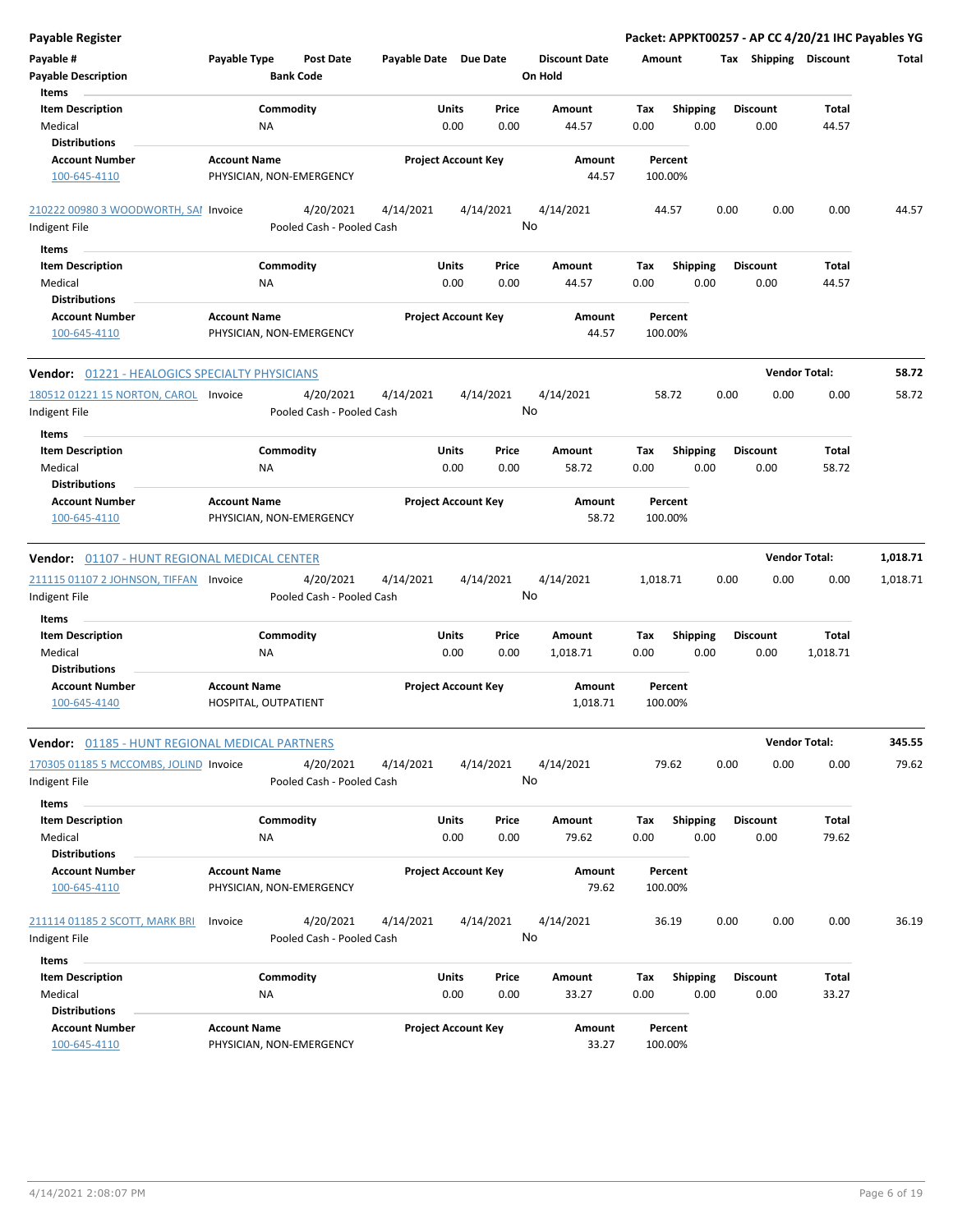**Payable Register**

**Packet: APPKT00257 - AP CC 4/20/21 IHC Payables YG**

| Payable # | Payable Type | Post Date | Payable Date | Due Date | Discount Date | Amount | Tax | Shipping | Discount | Total |
|---|---|---|---|---|---|---|---|---|---|---|
| Payable Description | | Bank Code | | | On Hold | | | | | |

**Items**

| Item Description | Commodity | Units | Price | Amount | Tax | Shipping | Discount | Total |
|---|---|---|---|---|---|---|---|---|
| Medical | NA | 0.00 | 0.00 | 44.57 | 0.00 | 0.00 | 0.00 | 44.57 |

**Distributions**

| Account Number | Account Name | Project Account Key | Amount | Percent |
|---|---|---|---|---|
| 100-645-4110 | PHYSICIAN, NON-EMERGENCY | | 44.57 | 100.00% |

| Payable # | Payable Type | Post Date | Payable Date | Due Date | Discount Date | Amount | Tax | Shipping | Discount | Total |
|---|---|---|---|---|---|---|---|---|---|---|
| 210222 00980 3 WOODWORTH, SAI | Invoice | 4/20/2021 | 4/14/2021 | 4/14/2021 | 4/14/2021 | 44.57 | 0.00 | 0.00 | 0.00 | 44.57 |
| Indigent File | | Pooled Cash - Pooled Cash | | | No | | | | | |

**Items**

| Item Description | Commodity | Units | Price | Amount | Tax | Shipping | Discount | Total |
|---|---|---|---|---|---|---|---|---|
| Medical | NA | 0.00 | 0.00 | 44.57 | 0.00 | 0.00 | 0.00 | 44.57 |

**Distributions**

| Account Number | Account Name | Project Account Key | Amount | Percent |
|---|---|---|---|---|
| 100-645-4110 | PHYSICIAN, NON-EMERGENCY | | 44.57 | 100.00% |

**Vendor:** 01221 - HEALOGICS SPECIALTY PHYSICIANS — **Vendor Total: 58.72**

| Payable # | Payable Type | Post Date | Payable Date | Due Date | Discount Date | Amount | Tax | Shipping | Discount | Total |
|---|---|---|---|---|---|---|---|---|---|---|
| 180512 01221 15 NORTON, CAROL | Invoice | 4/20/2021 | 4/14/2021 | 4/14/2021 | 4/14/2021 | 58.72 | 0.00 | 0.00 | 0.00 | 58.72 |
| Indigent File | | Pooled Cash - Pooled Cash | | | No | | | | | |

**Items**

| Item Description | Commodity | Units | Price | Amount | Tax | Shipping | Discount | Total |
|---|---|---|---|---|---|---|---|---|
| Medical | NA | 0.00 | 0.00 | 58.72 | 0.00 | 0.00 | 0.00 | 58.72 |

**Distributions**

| Account Number | Account Name | Project Account Key | Amount | Percent |
|---|---|---|---|---|
| 100-645-4110 | PHYSICIAN, NON-EMERGENCY | | 58.72 | 100.00% |

**Vendor:** 01107 - HUNT REGIONAL MEDICAL CENTER — **Vendor Total: 1,018.71**

| Payable # | Payable Type | Post Date | Payable Date | Due Date | Discount Date | Amount | Tax | Shipping | Discount | Total |
|---|---|---|---|---|---|---|---|---|---|---|
| 211115 01107 2 JOHNSON, TIFFAN | Invoice | 4/20/2021 | 4/14/2021 | 4/14/2021 | 4/14/2021 | 1,018.71 | 0.00 | 0.00 | 0.00 | 1,018.71 |
| Indigent File | | Pooled Cash - Pooled Cash | | | No | | | | | |

**Items**

| Item Description | Commodity | Units | Price | Amount | Tax | Shipping | Discount | Total |
|---|---|---|---|---|---|---|---|---|
| Medical | NA | 0.00 | 0.00 | 1,018.71 | 0.00 | 0.00 | 0.00 | 1,018.71 |

**Distributions**

| Account Number | Account Name | Project Account Key | Amount | Percent |
|---|---|---|---|---|
| 100-645-4140 | HOSPITAL, OUTPATIENT | | 1,018.71 | 100.00% |

**Vendor:** 01185 - HUNT REGIONAL MEDICAL PARTNERS — **Vendor Total: 345.55**

| Payable # | Payable Type | Post Date | Payable Date | Due Date | Discount Date | Amount | Tax | Shipping | Discount | Total |
|---|---|---|---|---|---|---|---|---|---|---|
| 170305 01185 5 MCCOMBS, JOLIND | Invoice | 4/20/2021 | 4/14/2021 | 4/14/2021 | 4/14/2021 | 79.62 | 0.00 | 0.00 | 0.00 | 79.62 |
| Indigent File | | Pooled Cash - Pooled Cash | | | No | | | | | |

**Items**

| Item Description | Commodity | Units | Price | Amount | Tax | Shipping | Discount | Total |
|---|---|---|---|---|---|---|---|---|
| Medical | NA | 0.00 | 0.00 | 79.62 | 0.00 | 0.00 | 0.00 | 79.62 |

**Distributions**

| Account Number | Account Name | Project Account Key | Amount | Percent |
|---|---|---|---|---|
| 100-645-4110 | PHYSICIAN, NON-EMERGENCY | | 79.62 | 100.00% |

| Payable # | Payable Type | Post Date | Payable Date | Due Date | Discount Date | Amount | Tax | Shipping | Discount | Total |
|---|---|---|---|---|---|---|---|---|---|---|
| 211114 01185 2 SCOTT, MARK BRI | Invoice | 4/20/2021 | 4/14/2021 | 4/14/2021 | 4/14/2021 | 36.19 | 0.00 | 0.00 | 0.00 | 36.19 |
| Indigent File | | Pooled Cash - Pooled Cash | | | No | | | | | |

**Items**

| Item Description | Commodity | Units | Price | Amount | Tax | Shipping | Discount | Total |
|---|---|---|---|---|---|---|---|---|
| Medical | NA | 0.00 | 0.00 | 33.27 | 0.00 | 0.00 | 0.00 | 33.27 |

**Distributions**

| Account Number | Account Name | Project Account Key | Amount | Percent |
|---|---|---|---|---|
| 100-645-4110 | PHYSICIAN, NON-EMERGENCY | | 33.27 | 100.00% |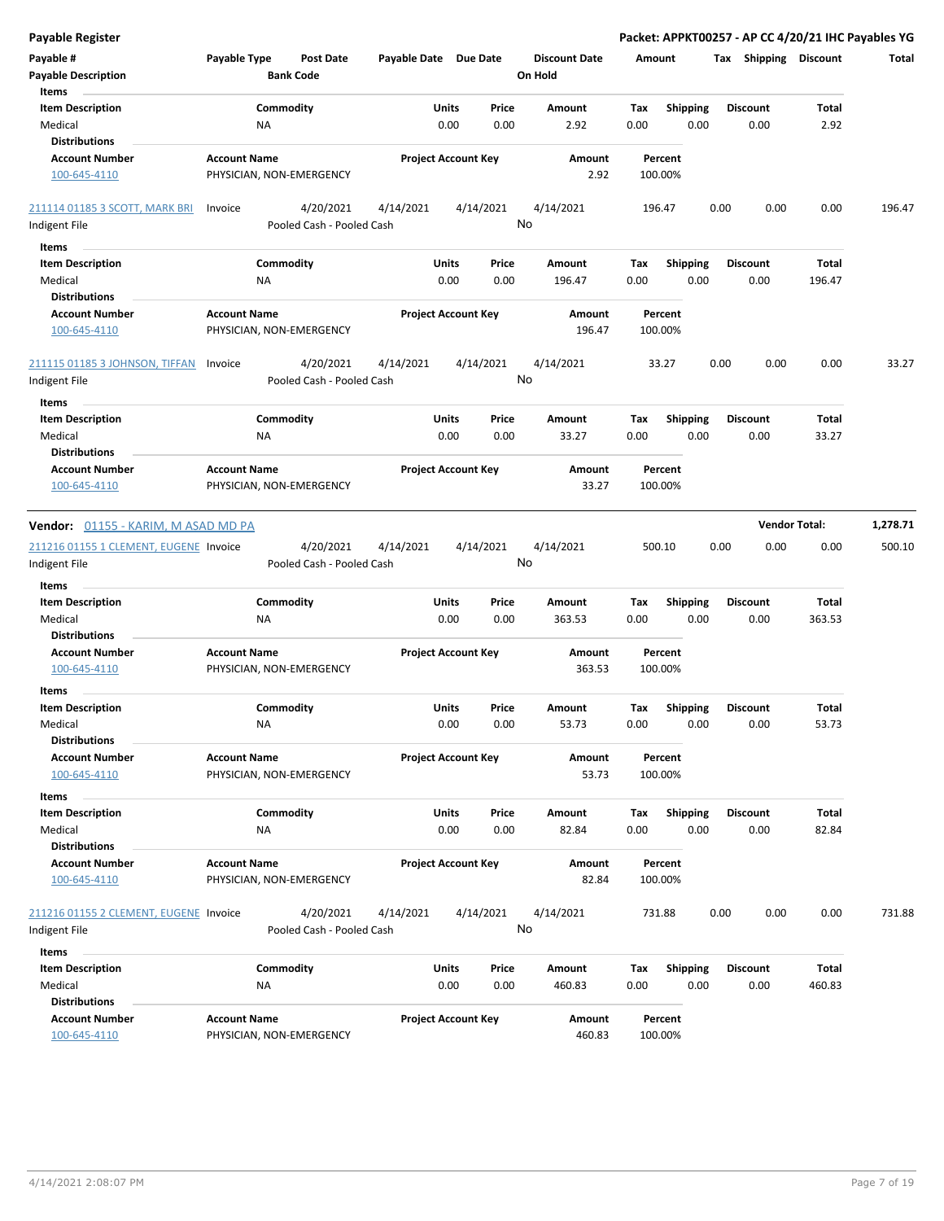| Payable # | Payable Type | Post Date | Payable Date | Due Date | Discount Date | Amount | Tax | Shipping | Discount | Total |
|---|---|---|---|---|---|---|---|---|---|---|
| Payable Description | | Bank Code | | | On Hold | | | | | |

**Items**

| Item Description | Commodity | Units | Price | Amount | Tax | Shipping | Discount | Total |
|---|---|---|---|---|---|---|---|---|
| Medical | NA | 0.00 | 0.00 | 2.92 | 0.00 | 0.00 | 0.00 | 2.92 |

**Distributions**

| Account Number | Account Name | Project Account Key | Amount | Percent |
|---|---|---|---|---|
| 100-645-4110 | PHYSICIAN, NON-EMERGENCY | | 2.92 | 100.00% |

| Payable # | Payable Type | Post Date | Payable Date | Due Date | Discount Date | Amount | Tax | Shipping | Discount | Total |
|---|---|---|---|---|---|---|---|---|---|---|
| 211114 01185 3 SCOTT, MARK BRI | Invoice | 4/20/2021 | 4/14/2021 | 4/14/2021 | 4/14/2021 | 196.47 | 0.00 | 0.00 | 0.00 | 196.47 |
| Indigent File | | Pooled Cash - Pooled Cash | | | No | | | | | |

**Items**

| Item Description | Commodity | Units | Price | Amount | Tax | Shipping | Discount | Total |
|---|---|---|---|---|---|---|---|---|
| Medical | NA | 0.00 | 0.00 | 196.47 | 0.00 | 0.00 | 0.00 | 196.47 |

**Distributions**

| Account Number | Account Name | Project Account Key | Amount | Percent |
|---|---|---|---|---|
| 100-645-4110 | PHYSICIAN, NON-EMERGENCY | | 196.47 | 100.00% |

| Payable # | Payable Type | Post Date | Payable Date | Due Date | Discount Date | Amount | Tax | Shipping | Discount | Total |
|---|---|---|---|---|---|---|---|---|---|---|
| 211115 01185 3 JOHNSON, TIFFAN | Invoice | 4/20/2021 | 4/14/2021 | 4/14/2021 | 4/14/2021 | 33.27 | 0.00 | 0.00 | 0.00 | 33.27 |
| Indigent File | | Pooled Cash - Pooled Cash | | | No | | | | | |

**Items**

| Item Description | Commodity | Units | Price | Amount | Tax | Shipping | Discount | Total |
|---|---|---|---|---|---|---|---|---|
| Medical | NA | 0.00 | 0.00 | 33.27 | 0.00 | 0.00 | 0.00 | 33.27 |

**Distributions**

| Account Number | Account Name | Project Account Key | Amount | Percent |
|---|---|---|---|---|
| 100-645-4110 | PHYSICIAN, NON-EMERGENCY | | 33.27 | 100.00% |

**Vendor:** 01155 - KARIM, M ASAD MD PA — **Vendor Total:** 1,278.71

| Payable # | Payable Type | Post Date | Payable Date | Due Date | Discount Date | Amount | Tax | Shipping | Discount | Total |
|---|---|---|---|---|---|---|---|---|---|---|
| 211216 01155 1 CLEMENT, EUGENE | Invoice | 4/20/2021 | 4/14/2021 | 4/14/2021 | 4/14/2021 | 500.10 | 0.00 | 0.00 | 0.00 | 500.10 |
| Indigent File | | Pooled Cash - Pooled Cash | | | No | | | | | |

**Items**

| Item Description | Commodity | Units | Price | Amount | Tax | Shipping | Discount | Total |
|---|---|---|---|---|---|---|---|---|
| Medical | NA | 0.00 | 0.00 | 363.53 | 0.00 | 0.00 | 0.00 | 363.53 |

**Distributions**

| Account Number | Account Name | Project Account Key | Amount | Percent |
|---|---|---|---|---|
| 100-645-4110 | PHYSICIAN, NON-EMERGENCY | | 363.53 | 100.00% |

**Items**

| Item Description | Commodity | Units | Price | Amount | Tax | Shipping | Discount | Total |
|---|---|---|---|---|---|---|---|---|
| Medical | NA | 0.00 | 0.00 | 53.73 | 0.00 | 0.00 | 0.00 | 53.73 |

**Distributions**

| Account Number | Account Name | Project Account Key | Amount | Percent |
|---|---|---|---|---|
| 100-645-4110 | PHYSICIAN, NON-EMERGENCY | | 53.73 | 100.00% |

**Items**

| Item Description | Commodity | Units | Price | Amount | Tax | Shipping | Discount | Total |
|---|---|---|---|---|---|---|---|---|
| Medical | NA | 0.00 | 0.00 | 82.84 | 0.00 | 0.00 | 0.00 | 82.84 |

**Distributions**

| Account Number | Account Name | Project Account Key | Amount | Percent |
|---|---|---|---|---|
| 100-645-4110 | PHYSICIAN, NON-EMERGENCY | | 82.84 | 100.00% |

| Payable # | Payable Type | Post Date | Payable Date | Due Date | Discount Date | Amount | Tax | Shipping | Discount | Total |
|---|---|---|---|---|---|---|---|---|---|---|
| 211216 01155 2 CLEMENT, EUGENE | Invoice | 4/20/2021 | 4/14/2021 | 4/14/2021 | 4/14/2021 | 731.88 | 0.00 | 0.00 | 0.00 | 731.88 |
| Indigent File | | Pooled Cash - Pooled Cash | | | No | | | | | |

**Items**

| Item Description | Commodity | Units | Price | Amount | Tax | Shipping | Discount | Total |
|---|---|---|---|---|---|---|---|---|
| Medical | NA | 0.00 | 0.00 | 460.83 | 0.00 | 0.00 | 0.00 | 460.83 |

**Distributions**

| Account Number | Account Name | Project Account Key | Amount | Percent |
|---|---|---|---|---|
| 100-645-4110 | PHYSICIAN, NON-EMERGENCY | | 460.83 | 100.00% |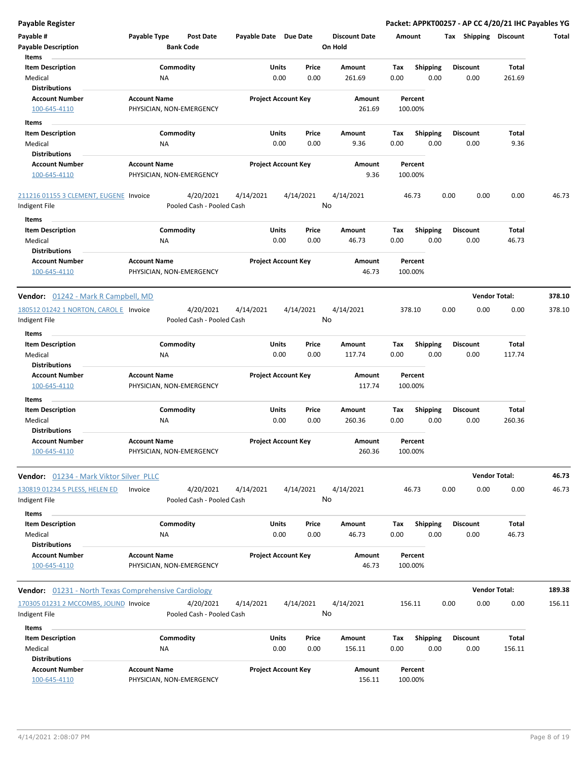# Payable Register

**Packet: APPKT00257 - AP CC 4/20/21 IHC Payables YG**

| Payable # | Payable Type | Post Date | Payable Date | Due Date | Discount Date | Amount | Tax | Shipping | Discount | Total |
|---|---|---|---|---|---|---|---|---|---|---|
| **Payable Description** | | **Bank Code** | | | **On Hold** | | | | | |

**Items**

| Item Description | Commodity | Units | Price | Amount | Tax | Shipping | Discount | Total |
|---|---|---|---|---|---|---|---|---|
| Medical | NA | 0.00 | 0.00 | 261.69 | 0.00 | 0.00 | 0.00 | 261.69 |

**Distributions**

| Account Number | Account Name | Project Account Key | Amount | Percent |
|---|---|---|---|---|
| 100-645-4110 | PHYSICIAN, NON-EMERGENCY | | 261.69 | 100.00% |

**Items**

| Item Description | Commodity | Units | Price | Amount | Tax | Shipping | Discount | Total |
|---|---|---|---|---|---|---|---|---|
| Medical | NA | 0.00 | 0.00 | 9.36 | 0.00 | 0.00 | 0.00 | 9.36 |

**Distributions**

| Account Number | Account Name | Project Account Key | Amount | Percent |
|---|---|---|---|---|
| 100-645-4110 | PHYSICIAN, NON-EMERGENCY | | 9.36 | 100.00% |

| Payable # | Payable Type | Post Date | Payable Date | Due Date | Discount Date | Amount | Tax | Shipping | Discount | Total |
|---|---|---|---|---|---|---|---|---|---|---|
| 211216 01155 3 CLEMENT, EUGENE | Invoice | 4/20/2021 | 4/14/2021 | 4/14/2021 | 4/14/2021 | 46.73 | 0.00 | 0.00 | 0.00 | 46.73 |
| Indigent File | | Pooled Cash - Pooled Cash | | | No | | | | | |

**Items**

| Item Description | Commodity | Units | Price | Amount | Tax | Shipping | Discount | Total |
|---|---|---|---|---|---|---|---|---|
| Medical | NA | 0.00 | 0.00 | 46.73 | 0.00 | 0.00 | 0.00 | 46.73 |

**Distributions**

| Account Number | Account Name | Project Account Key | Amount | Percent |
|---|---|---|---|---|
| 100-645-4110 | PHYSICIAN, NON-EMERGENCY | | 46.73 | 100.00% |

## Vendor: 01242 - Mark R Campbell, MD

**Vendor Total: 378.10**

| Payable # | Payable Type | Post Date | Payable Date | Due Date | Discount Date | Amount | Tax | Shipping | Discount | Total |
|---|---|---|---|---|---|---|---|---|---|---|
| 180512 01242 1 NORTON, CAROL E | Invoice | 4/20/2021 | 4/14/2021 | 4/14/2021 | 4/14/2021 | 378.10 | 0.00 | 0.00 | 0.00 | 378.10 |
| Indigent File | | Pooled Cash - Pooled Cash | | | No | | | | | |

**Items**

| Item Description | Commodity | Units | Price | Amount | Tax | Shipping | Discount | Total |
|---|---|---|---|---|---|---|---|---|
| Medical | NA | 0.00 | 0.00 | 117.74 | 0.00 | 0.00 | 0.00 | 117.74 |

**Distributions**

| Account Number | Account Name | Project Account Key | Amount | Percent |
|---|---|---|---|---|
| 100-645-4110 | PHYSICIAN, NON-EMERGENCY | | 117.74 | 100.00% |

**Items**

| Item Description | Commodity | Units | Price | Amount | Tax | Shipping | Discount | Total |
|---|---|---|---|---|---|---|---|---|
| Medical | NA | 0.00 | 0.00 | 260.36 | 0.00 | 0.00 | 0.00 | 260.36 |

**Distributions**

| Account Number | Account Name | Project Account Key | Amount | Percent |
|---|---|---|---|---|
| 100-645-4110 | PHYSICIAN, NON-EMERGENCY | | 260.36 | 100.00% |

## Vendor: 01234 - Mark Viktor Silver PLLC

**Vendor Total: 46.73**

| Payable # | Payable Type | Post Date | Payable Date | Due Date | Discount Date | Amount | Tax | Shipping | Discount | Total |
|---|---|---|---|---|---|---|---|---|---|---|
| 130819 01234 5 PLESS, HELEN ED | Invoice | 4/20/2021 | 4/14/2021 | 4/14/2021 | 4/14/2021 | 46.73 | 0.00 | 0.00 | 0.00 | 46.73 |
| Indigent File | | Pooled Cash - Pooled Cash | | | No | | | | | |

**Items**

| Item Description | Commodity | Units | Price | Amount | Tax | Shipping | Discount | Total |
|---|---|---|---|---|---|---|---|---|
| Medical | NA | 0.00 | 0.00 | 46.73 | 0.00 | 0.00 | 0.00 | 46.73 |

**Distributions**

| Account Number | Account Name | Project Account Key | Amount | Percent |
|---|---|---|---|---|
| 100-645-4110 | PHYSICIAN, NON-EMERGENCY | | 46.73 | 100.00% |

## Vendor: 01231 - North Texas Comprehensive Cardiology

**Vendor Total: 189.38**

| Payable # | Payable Type | Post Date | Payable Date | Due Date | Discount Date | Amount | Tax | Shipping | Discount | Total |
|---|---|---|---|---|---|---|---|---|---|---|
| 170305 01231 2 MCCOMBS, JOLIND | Invoice | 4/20/2021 | 4/14/2021 | 4/14/2021 | 4/14/2021 | 156.11 | 0.00 | 0.00 | 0.00 | 156.11 |
| Indigent File | | Pooled Cash - Pooled Cash | | | No | | | | | |

**Items**

| Item Description | Commodity | Units | Price | Amount | Tax | Shipping | Discount | Total |
|---|---|---|---|---|---|---|---|---|
| Medical | NA | 0.00 | 0.00 | 156.11 | 0.00 | 0.00 | 0.00 | 156.11 |

**Distributions**

| Account Number | Account Name | Project Account Key | Amount | Percent |
|---|---|---|---|---|
| 100-645-4110 | PHYSICIAN, NON-EMERGENCY | | 156.11 | 100.00% |

4/14/2021 2:08:07 PM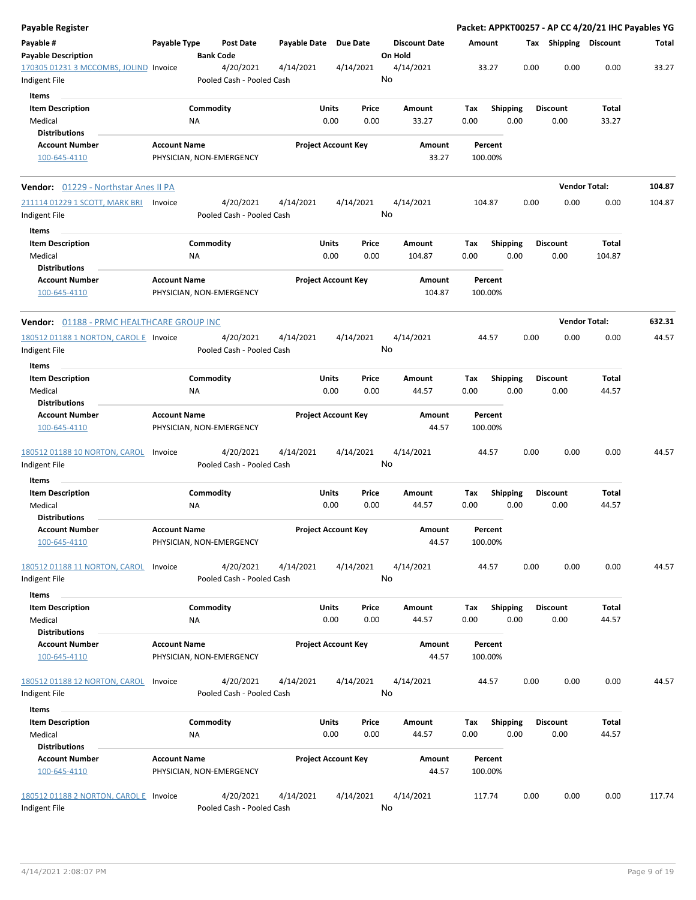**Payable Register** — **Packet: APPKT00257 - AP CC 4/20/21 IHC Payables YG**

| Payable # / Payable Description | Payable Type | Post Date / Bank Code | Payable Date | Due Date | Discount Date / On Hold | Amount | Tax | Shipping | Discount | Total |
|---|---|---|---|---|---|---|---|---|---|---|
| 170305 01231 3 MCCOMBS, JOLIND / Indigent File | Invoice | 4/20/2021 / Pooled Cash - Pooled Cash | 4/14/2021 | 4/14/2021 | 4/14/2021 / No | 33.27 | 0.00 | 0.00 | 0.00 | 33.27 |

Items

| Item Description | Commodity | Units | Price | Amount | Tax | Shipping | Discount | Total |
|---|---|---|---|---|---|---|---|---|
| Medical | NA | 0.00 | 0.00 | 33.27 | 0.00 | 0.00 | 0.00 | 33.27 |

Distributions

| Account Number | Account Name | Project Account Key | Amount | Percent |
|---|---|---|---|---|
| 100-645-4110 | PHYSICIAN, NON-EMERGENCY | | 33.27 | 100.00% |

**Vendor: 01229 - Northstar Anes II PA** — **Vendor Total: 104.87**

| Payable # / Payable Description | Payable Type | Post Date / Bank Code | Payable Date | Due Date | Discount Date / On Hold | Amount | Tax | Shipping | Discount | Total |
|---|---|---|---|---|---|---|---|---|---|---|
| 211114 01229 1 SCOTT, MARK BRI / Indigent File | Invoice | 4/20/2021 / Pooled Cash - Pooled Cash | 4/14/2021 | 4/14/2021 | 4/14/2021 / No | 104.87 | 0.00 | 0.00 | 0.00 | 104.87 |

Items

| Item Description | Commodity | Units | Price | Amount | Tax | Shipping | Discount | Total |
|---|---|---|---|---|---|---|---|---|
| Medical | NA | 0.00 | 0.00 | 104.87 | 0.00 | 0.00 | 0.00 | 104.87 |

Distributions

| Account Number | Account Name | Project Account Key | Amount | Percent |
|---|---|---|---|---|
| 100-645-4110 | PHYSICIAN, NON-EMERGENCY | | 104.87 | 100.00% |

**Vendor: 01188 - PRMC HEALTHCARE GROUP INC** — **Vendor Total: 632.31**

| Payable # / Payable Description | Payable Type | Post Date / Bank Code | Payable Date | Due Date | Discount Date / On Hold | Amount | Tax | Shipping | Discount | Total |
|---|---|---|---|---|---|---|---|---|---|---|
| 180512 01188 1 NORTON, CAROL E / Indigent File | Invoice | 4/20/2021 / Pooled Cash - Pooled Cash | 4/14/2021 | 4/14/2021 | 4/14/2021 / No | 44.57 | 0.00 | 0.00 | 0.00 | 44.57 |

Items

| Item Description | Commodity | Units | Price | Amount | Tax | Shipping | Discount | Total |
|---|---|---|---|---|---|---|---|---|
| Medical | NA | 0.00 | 0.00 | 44.57 | 0.00 | 0.00 | 0.00 | 44.57 |

Distributions

| Account Number | Account Name | Project Account Key | Amount | Percent |
|---|---|---|---|---|
| 100-645-4110 | PHYSICIAN, NON-EMERGENCY | | 44.57 | 100.00% |

| Payable # / Payable Description | Payable Type | Post Date / Bank Code | Payable Date | Due Date | Discount Date / On Hold | Amount | Tax | Shipping | Discount | Total |
|---|---|---|---|---|---|---|---|---|---|---|
| 180512 01188 10 NORTON, CAROL / Indigent File | Invoice | 4/20/2021 / Pooled Cash - Pooled Cash | 4/14/2021 | 4/14/2021 | 4/14/2021 / No | 44.57 | 0.00 | 0.00 | 0.00 | 44.57 |

Items

| Item Description | Commodity | Units | Price | Amount | Tax | Shipping | Discount | Total |
|---|---|---|---|---|---|---|---|---|
| Medical | NA | 0.00 | 0.00 | 44.57 | 0.00 | 0.00 | 0.00 | 44.57 |

Distributions

| Account Number | Account Name | Project Account Key | Amount | Percent |
|---|---|---|---|---|
| 100-645-4110 | PHYSICIAN, NON-EMERGENCY | | 44.57 | 100.00% |

| Payable # / Payable Description | Payable Type | Post Date / Bank Code | Payable Date | Due Date | Discount Date / On Hold | Amount | Tax | Shipping | Discount | Total |
|---|---|---|---|---|---|---|---|---|---|---|
| 180512 01188 11 NORTON, CAROL / Indigent File | Invoice | 4/20/2021 / Pooled Cash - Pooled Cash | 4/14/2021 | 4/14/2021 | 4/14/2021 / No | 44.57 | 0.00 | 0.00 | 0.00 | 44.57 |

Items

| Item Description | Commodity | Units | Price | Amount | Tax | Shipping | Discount | Total |
|---|---|---|---|---|---|---|---|---|
| Medical | NA | 0.00 | 0.00 | 44.57 | 0.00 | 0.00 | 0.00 | 44.57 |

Distributions

| Account Number | Account Name | Project Account Key | Amount | Percent |
|---|---|---|---|---|
| 100-645-4110 | PHYSICIAN, NON-EMERGENCY | | 44.57 | 100.00% |

| Payable # / Payable Description | Payable Type | Post Date / Bank Code | Payable Date | Due Date | Discount Date / On Hold | Amount | Tax | Shipping | Discount | Total |
|---|---|---|---|---|---|---|---|---|---|---|
| 180512 01188 12 NORTON, CAROL / Indigent File | Invoice | 4/20/2021 / Pooled Cash - Pooled Cash | 4/14/2021 | 4/14/2021 | 4/14/2021 / No | 44.57 | 0.00 | 0.00 | 0.00 | 44.57 |

Items

| Item Description | Commodity | Units | Price | Amount | Tax | Shipping | Discount | Total |
|---|---|---|---|---|---|---|---|---|
| Medical | NA | 0.00 | 0.00 | 44.57 | 0.00 | 0.00 | 0.00 | 44.57 |

Distributions

| Account Number | Account Name | Project Account Key | Amount | Percent |
|---|---|---|---|---|
| 100-645-4110 | PHYSICIAN, NON-EMERGENCY | | 44.57 | 100.00% |

| Payable # / Payable Description | Payable Type | Post Date / Bank Code | Payable Date | Due Date | Discount Date / On Hold | Amount | Tax | Shipping | Discount | Total |
|---|---|---|---|---|---|---|---|---|---|---|
| 180512 01188 2 NORTON, CAROL E / Indigent File | Invoice | 4/20/2021 / Pooled Cash - Pooled Cash | 4/14/2021 | 4/14/2021 | 4/14/2021 / No | 117.74 | 0.00 | 0.00 | 0.00 | 117.74 |

4/14/2021 2:08:07 PM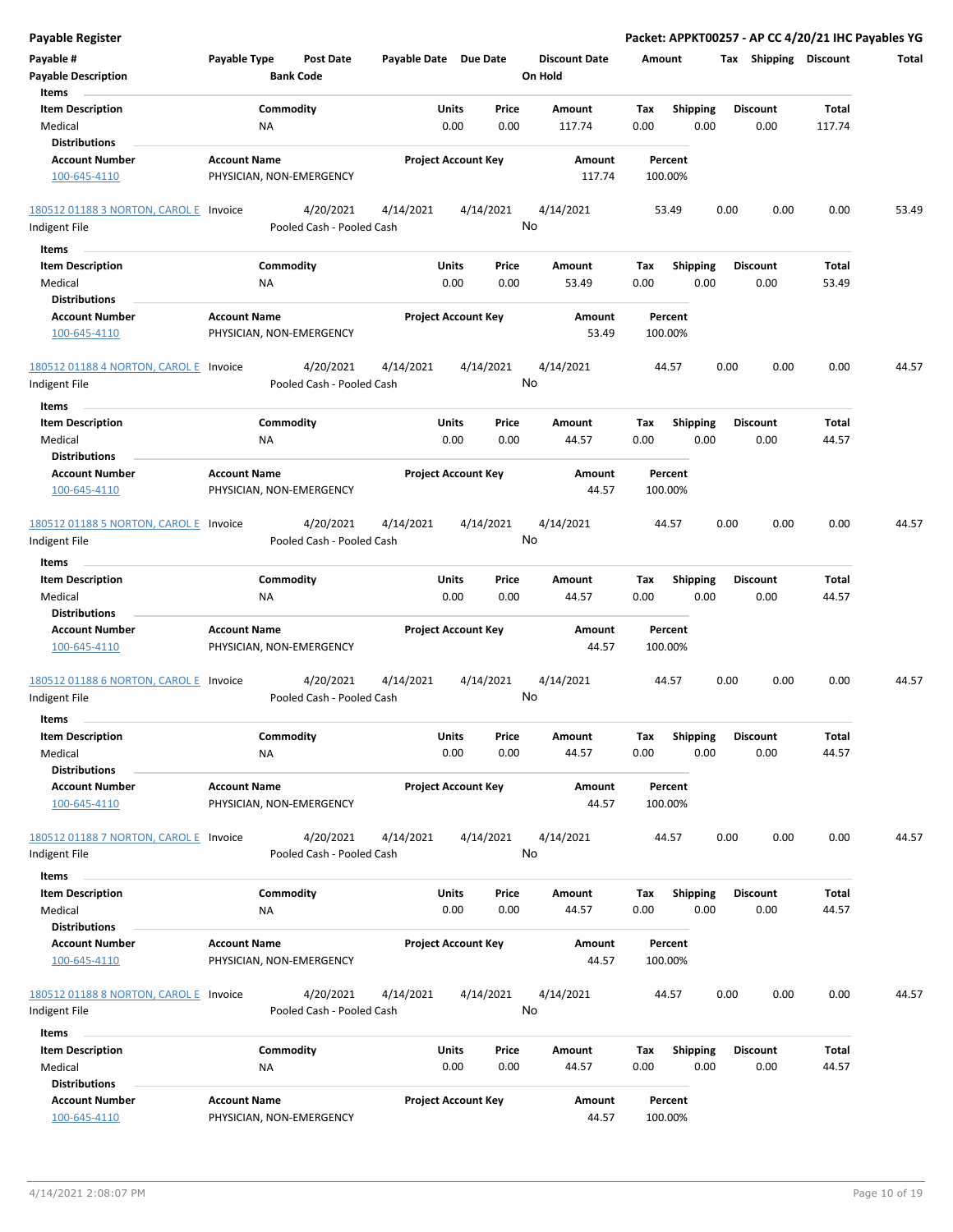**Payable Register** **Packet: APPKT00257 - AP CC 4/20/21 IHC Payables YG**

| Payable # | Payable Type | Post Date | Payable Date | Due Date | Discount Date | Amount | Tax | Shipping | Discount | Total |
|---|---|---|---|---|---|---|---|---|---|---|
| **Payable Description** | | **Bank Code** | | | **On Hold** | | | | | |

**Items**

| Item Description | Commodity | Units | Price | Amount | Tax | Shipping | Discount | Total |
|---|---|---|---|---|---|---|---|---|
| Medical | NA | 0.00 | 0.00 | 117.74 | 0.00 | 0.00 | 0.00 | 117.74 |

**Distributions**

| Account Number | Account Name | Project Account Key | Amount | Percent |
|---|---|---|---|---|
| 100-645-4110 | PHYSICIAN, NON-EMERGENCY | | 117.74 | 100.00% |

| Payable # | Payable Type | Post Date | Payable Date | Due Date | Discount Date | Amount | Tax | Shipping | Discount | Total |
|---|---|---|---|---|---|---|---|---|---|---|
| 180512 01188 3 NORTON, CAROL E | Invoice | 4/20/2021 | 4/14/2021 | 4/14/2021 | 4/14/2021 | 53.49 | 0.00 | 0.00 | 0.00 | 53.49 |
| Indigent File | | Pooled Cash - Pooled Cash | | | No | | | | | |

**Items**

| Item Description | Commodity | Units | Price | Amount | Tax | Shipping | Discount | Total |
|---|---|---|---|---|---|---|---|---|
| Medical | NA | 0.00 | 0.00 | 53.49 | 0.00 | 0.00 | 0.00 | 53.49 |

**Distributions**

| Account Number | Account Name | Project Account Key | Amount | Percent |
|---|---|---|---|---|
| 100-645-4110 | PHYSICIAN, NON-EMERGENCY | | 53.49 | 100.00% |

| Payable # | Payable Type | Post Date | Payable Date | Due Date | Discount Date | Amount | Tax | Shipping | Discount | Total |
|---|---|---|---|---|---|---|---|---|---|---|
| 180512 01188 4 NORTON, CAROL E | Invoice | 4/20/2021 | 4/14/2021 | 4/14/2021 | 4/14/2021 | 44.57 | 0.00 | 0.00 | 0.00 | 44.57 |
| Indigent File | | Pooled Cash - Pooled Cash | | | No | | | | | |

**Items**

| Item Description | Commodity | Units | Price | Amount | Tax | Shipping | Discount | Total |
|---|---|---|---|---|---|---|---|---|
| Medical | NA | 0.00 | 0.00 | 44.57 | 0.00 | 0.00 | 0.00 | 44.57 |

**Distributions**

| Account Number | Account Name | Project Account Key | Amount | Percent |
|---|---|---|---|---|
| 100-645-4110 | PHYSICIAN, NON-EMERGENCY | | 44.57 | 100.00% |

| Payable # | Payable Type | Post Date | Payable Date | Due Date | Discount Date | Amount | Tax | Shipping | Discount | Total |
|---|---|---|---|---|---|---|---|---|---|---|
| 180512 01188 5 NORTON, CAROL E | Invoice | 4/20/2021 | 4/14/2021 | 4/14/2021 | 4/14/2021 | 44.57 | 0.00 | 0.00 | 0.00 | 44.57 |
| Indigent File | | Pooled Cash - Pooled Cash | | | No | | | | | |

**Items**

| Item Description | Commodity | Units | Price | Amount | Tax | Shipping | Discount | Total |
|---|---|---|---|---|---|---|---|---|
| Medical | NA | 0.00 | 0.00 | 44.57 | 0.00 | 0.00 | 0.00 | 44.57 |

**Distributions**

| Account Number | Account Name | Project Account Key | Amount | Percent |
|---|---|---|---|---|
| 100-645-4110 | PHYSICIAN, NON-EMERGENCY | | 44.57 | 100.00% |

| Payable # | Payable Type | Post Date | Payable Date | Due Date | Discount Date | Amount | Tax | Shipping | Discount | Total |
|---|---|---|---|---|---|---|---|---|---|---|
| 180512 01188 6 NORTON, CAROL E | Invoice | 4/20/2021 | 4/14/2021 | 4/14/2021 | 4/14/2021 | 44.57 | 0.00 | 0.00 | 0.00 | 44.57 |
| Indigent File | | Pooled Cash - Pooled Cash | | | No | | | | | |

**Items**

| Item Description | Commodity | Units | Price | Amount | Tax | Shipping | Discount | Total |
|---|---|---|---|---|---|---|---|---|
| Medical | NA | 0.00 | 0.00 | 44.57 | 0.00 | 0.00 | 0.00 | 44.57 |

**Distributions**

| Account Number | Account Name | Project Account Key | Amount | Percent |
|---|---|---|---|---|
| 100-645-4110 | PHYSICIAN, NON-EMERGENCY | | 44.57 | 100.00% |

| Payable # | Payable Type | Post Date | Payable Date | Due Date | Discount Date | Amount | Tax | Shipping | Discount | Total |
|---|---|---|---|---|---|---|---|---|---|---|
| 180512 01188 7 NORTON, CAROL E | Invoice | 4/20/2021 | 4/14/2021 | 4/14/2021 | 4/14/2021 | 44.57 | 0.00 | 0.00 | 0.00 | 44.57 |
| Indigent File | | Pooled Cash - Pooled Cash | | | No | | | | | |

**Items**

| Item Description | Commodity | Units | Price | Amount | Tax | Shipping | Discount | Total |
|---|---|---|---|---|---|---|---|---|
| Medical | NA | 0.00 | 0.00 | 44.57 | 0.00 | 0.00 | 0.00 | 44.57 |

**Distributions**

| Account Number | Account Name | Project Account Key | Amount | Percent |
|---|---|---|---|---|
| 100-645-4110 | PHYSICIAN, NON-EMERGENCY | | 44.57 | 100.00% |

| Payable # | Payable Type | Post Date | Payable Date | Due Date | Discount Date | Amount | Tax | Shipping | Discount | Total |
|---|---|---|---|---|---|---|---|---|---|---|
| 180512 01188 8 NORTON, CAROL E | Invoice | 4/20/2021 | 4/14/2021 | 4/14/2021 | 4/14/2021 | 44.57 | 0.00 | 0.00 | 0.00 | 44.57 |
| Indigent File | | Pooled Cash - Pooled Cash | | | No | | | | | |

**Items**

| Item Description | Commodity | Units | Price | Amount | Tax | Shipping | Discount | Total |
|---|---|---|---|---|---|---|---|---|
| Medical | NA | 0.00 | 0.00 | 44.57 | 0.00 | 0.00 | 0.00 | 44.57 |

**Distributions**

| Account Number | Account Name | Project Account Key | Amount | Percent |
|---|---|---|---|---|
| 100-645-4110 | PHYSICIAN, NON-EMERGENCY | | 44.57 | 100.00% |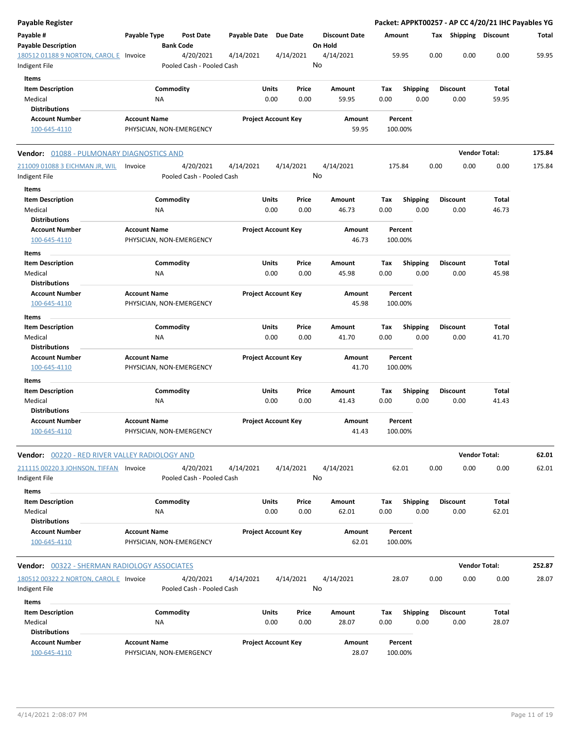**Payable Register** — **Packet: APPKT00257 - AP CC 4/20/21 IHC Payables YG**

| Payable # / Payable Description | Payable Type | Post Date / Bank Code | Payable Date | Due Date | Discount Date / On Hold | Amount | Tax | Shipping | Discount | Total |
|---|---|---|---|---|---|---|---|---|---|---|
| 180512 01188 9 NORTON, CAROL E / Indigent File | Invoice | 4/20/2021 / Pooled Cash - Pooled Cash | 4/14/2021 | 4/14/2021 | 4/14/2021 / No | 59.95 | 0.00 | 0.00 | 0.00 | 59.95 |

**Items**

| Item Description | Commodity | Units | Price | Amount | Tax | Shipping | Discount | Total |
|---|---|---|---|---|---|---|---|---|
| Medical | NA | 0.00 | 0.00 | 59.95 | 0.00 | 0.00 | 0.00 | 59.95 |

**Distributions**

| Account Number | Account Name | Project Account Key | Amount | Percent |
|---|---|---|---|---|
| 100-645-4110 | PHYSICIAN, NON-EMERGENCY | | 59.95 | 100.00% |

**Vendor: 01088 - PULMONARY DIAGNOSTICS AND** — **Vendor Total: 175.84**

| Payable # / Payable Description | Payable Type | Post Date / Bank Code | Payable Date | Due Date | Discount Date / On Hold | Amount | Tax | Shipping | Discount | Total |
|---|---|---|---|---|---|---|---|---|---|---|
| 211009 01088 3 EICHMAN JR, WIL / Indigent File | Invoice | 4/20/2021 / Pooled Cash - Pooled Cash | 4/14/2021 | 4/14/2021 | 4/14/2021 / No | 175.84 | 0.00 | 0.00 | 0.00 | 175.84 |

**Items**

| Item Description | Commodity | Units | Price | Amount | Tax | Shipping | Discount | Total |
|---|---|---|---|---|---|---|---|---|
| Medical | NA | 0.00 | 0.00 | 46.73 | 0.00 | 0.00 | 0.00 | 46.73 |

**Distributions**

| Account Number | Account Name | Project Account Key | Amount | Percent |
|---|---|---|---|---|
| 100-645-4110 | PHYSICIAN, NON-EMERGENCY | | 46.73 | 100.00% |

**Items**

| Item Description | Commodity | Units | Price | Amount | Tax | Shipping | Discount | Total |
|---|---|---|---|---|---|---|---|---|
| Medical | NA | 0.00 | 0.00 | 45.98 | 0.00 | 0.00 | 0.00 | 45.98 |

**Distributions**

| Account Number | Account Name | Project Account Key | Amount | Percent |
|---|---|---|---|---|
| 100-645-4110 | PHYSICIAN, NON-EMERGENCY | | 45.98 | 100.00% |

**Items**

| Item Description | Commodity | Units | Price | Amount | Tax | Shipping | Discount | Total |
|---|---|---|---|---|---|---|---|---|
| Medical | NA | 0.00 | 0.00 | 41.70 | 0.00 | 0.00 | 0.00 | 41.70 |

**Distributions**

| Account Number | Account Name | Project Account Key | Amount | Percent |
|---|---|---|---|---|
| 100-645-4110 | PHYSICIAN, NON-EMERGENCY | | 41.70 | 100.00% |

**Items**

| Item Description | Commodity | Units | Price | Amount | Tax | Shipping | Discount | Total |
|---|---|---|---|---|---|---|---|---|
| Medical | NA | 0.00 | 0.00 | 41.43 | 0.00 | 0.00 | 0.00 | 41.43 |

**Distributions**

| Account Number | Account Name | Project Account Key | Amount | Percent |
|---|---|---|---|---|
| 100-645-4110 | PHYSICIAN, NON-EMERGENCY | | 41.43 | 100.00% |

**Vendor: 00220 - RED RIVER VALLEY RADIOLOGY AND** — **Vendor Total: 62.01**

| Payable # / Payable Description | Payable Type | Post Date / Bank Code | Payable Date | Due Date | Discount Date / On Hold | Amount | Tax | Shipping | Discount | Total |
|---|---|---|---|---|---|---|---|---|---|---|
| 211115 00220 3 JOHNSON, TIFFAN / Indigent File | Invoice | 4/20/2021 / Pooled Cash - Pooled Cash | 4/14/2021 | 4/14/2021 | 4/14/2021 / No | 62.01 | 0.00 | 0.00 | 0.00 | 62.01 |

**Items**

| Item Description | Commodity | Units | Price | Amount | Tax | Shipping | Discount | Total |
|---|---|---|---|---|---|---|---|---|
| Medical | NA | 0.00 | 0.00 | 62.01 | 0.00 | 0.00 | 0.00 | 62.01 |

**Distributions**

| Account Number | Account Name | Project Account Key | Amount | Percent |
|---|---|---|---|---|
| 100-645-4110 | PHYSICIAN, NON-EMERGENCY | | 62.01 | 100.00% |

**Vendor: 00322 - SHERMAN RADIOLOGY ASSOCIATES** — **Vendor Total: 252.87**

| Payable # / Payable Description | Payable Type | Post Date / Bank Code | Payable Date | Due Date | Discount Date / On Hold | Amount | Tax | Shipping | Discount | Total |
|---|---|---|---|---|---|---|---|---|---|---|
| 180512 00322 2 NORTON, CAROL E / Indigent File | Invoice | 4/20/2021 / Pooled Cash - Pooled Cash | 4/14/2021 | 4/14/2021 | 4/14/2021 / No | 28.07 | 0.00 | 0.00 | 0.00 | 28.07 |

**Items**

| Item Description | Commodity | Units | Price | Amount | Tax | Shipping | Discount | Total |
|---|---|---|---|---|---|---|---|---|
| Medical | NA | 0.00 | 0.00 | 28.07 | 0.00 | 0.00 | 0.00 | 28.07 |

**Distributions**

| Account Number | Account Name | Project Account Key | Amount | Percent |
|---|---|---|---|---|
| 100-645-4110 | PHYSICIAN, NON-EMERGENCY | | 28.07 | 100.00% |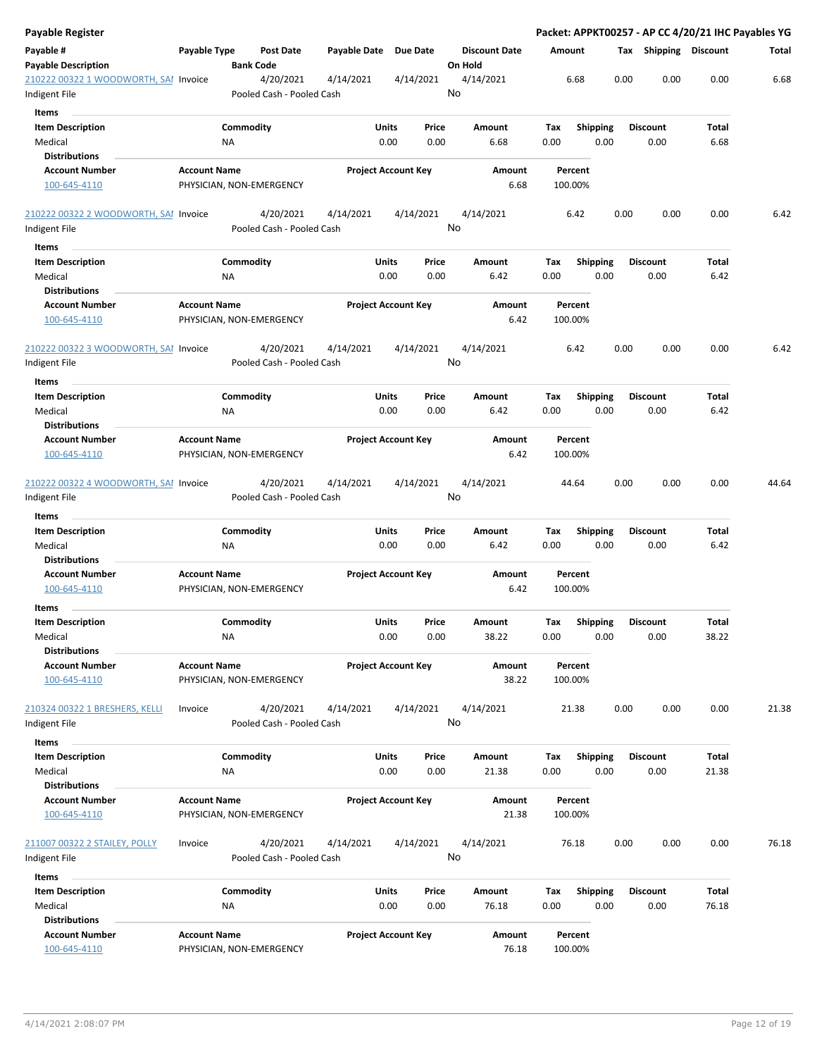**Payable Register**

**Packet: APPKT00257 - AP CC 4/20/21 IHC Payables YG**

| Payable # | Payable Type | Post Date | Payable Date | Due Date | Discount Date | Amount | Tax | Shipping | Discount | Total |
|---|---|---|---|---|---|---|---|---|---|---|
| **Payable Description** | | **Bank Code** | | | **On Hold** | | | | | |
| 210222 00322 1 WOODWORTH, SAI | Invoice | 4/20/2021 | 4/14/2021 | 4/14/2021 | 4/14/2021 | 6.68 | 0.00 | 0.00 | 0.00 | 6.68 |
| Indigent File | | Pooled Cash - Pooled Cash | | | No | | | | | |

**Items**

| Item Description | Commodity | Units | Price | Amount | Tax | Shipping | Discount | Total |
|---|---|---|---|---|---|---|---|---|
| Medical | NA | 0.00 | 0.00 | 6.68 | 0.00 | 0.00 | 0.00 | 6.68 |

**Distributions**

| Account Number | Account Name | Project Account Key | Amount | Percent |
|---|---|---|---|---|
| 100-645-4110 | PHYSICIAN, NON-EMERGENCY | | 6.68 | 100.00% |

| Payable # | Payable Type | Post Date | Payable Date | Due Date | Discount Date | Amount | Tax | Shipping | Discount | Total |
|---|---|---|---|---|---|---|---|---|---|---|
| 210222 00322 2 WOODWORTH, SAI | Invoice | 4/20/2021 | 4/14/2021 | 4/14/2021 | 4/14/2021 | 6.42 | 0.00 | 0.00 | 0.00 | 6.42 |
| Indigent File | | Pooled Cash - Pooled Cash | | | No | | | | | |

**Items**

| Item Description | Commodity | Units | Price | Amount | Tax | Shipping | Discount | Total |
|---|---|---|---|---|---|---|---|---|
| Medical | NA | 0.00 | 0.00 | 6.42 | 0.00 | 0.00 | 0.00 | 6.42 |

**Distributions**

| Account Number | Account Name | Project Account Key | Amount | Percent |
|---|---|---|---|---|
| 100-645-4110 | PHYSICIAN, NON-EMERGENCY | | 6.42 | 100.00% |

| Payable # | Payable Type | Post Date | Payable Date | Due Date | Discount Date | Amount | Tax | Shipping | Discount | Total |
|---|---|---|---|---|---|---|---|---|---|---|
| 210222 00322 3 WOODWORTH, SAI | Invoice | 4/20/2021 | 4/14/2021 | 4/14/2021 | 4/14/2021 | 6.42 | 0.00 | 0.00 | 0.00 | 6.42 |
| Indigent File | | Pooled Cash - Pooled Cash | | | No | | | | | |

**Items**

| Item Description | Commodity | Units | Price | Amount | Tax | Shipping | Discount | Total |
|---|---|---|---|---|---|---|---|---|
| Medical | NA | 0.00 | 0.00 | 6.42 | 0.00 | 0.00 | 0.00 | 6.42 |

**Distributions**

| Account Number | Account Name | Project Account Key | Amount | Percent |
|---|---|---|---|---|
| 100-645-4110 | PHYSICIAN, NON-EMERGENCY | | 6.42 | 100.00% |

| Payable # | Payable Type | Post Date | Payable Date | Due Date | Discount Date | Amount | Tax | Shipping | Discount | Total |
|---|---|---|---|---|---|---|---|---|---|---|
| 210222 00322 4 WOODWORTH, SAI | Invoice | 4/20/2021 | 4/14/2021 | 4/14/2021 | 4/14/2021 | 44.64 | 0.00 | 0.00 | 0.00 | 44.64 |
| Indigent File | | Pooled Cash - Pooled Cash | | | No | | | | | |

**Items**

| Item Description | Commodity | Units | Price | Amount | Tax | Shipping | Discount | Total |
|---|---|---|---|---|---|---|---|---|
| Medical | NA | 0.00 | 0.00 | 6.42 | 0.00 | 0.00 | 0.00 | 6.42 |

**Distributions**

| Account Number | Account Name | Project Account Key | Amount | Percent |
|---|---|---|---|---|
| 100-645-4110 | PHYSICIAN, NON-EMERGENCY | | 6.42 | 100.00% |

**Items**

| Item Description | Commodity | Units | Price | Amount | Tax | Shipping | Discount | Total |
|---|---|---|---|---|---|---|---|---|
| Medical | NA | 0.00 | 0.00 | 38.22 | 0.00 | 0.00 | 0.00 | 38.22 |

**Distributions**

| Account Number | Account Name | Project Account Key | Amount | Percent |
|---|---|---|---|---|
| 100-645-4110 | PHYSICIAN, NON-EMERGENCY | | 38.22 | 100.00% |

| Payable # | Payable Type | Post Date | Payable Date | Due Date | Discount Date | Amount | Tax | Shipping | Discount | Total |
|---|---|---|---|---|---|---|---|---|---|---|
| 210324 00322 1 BRESHERS, KELLI | Invoice | 4/20/2021 | 4/14/2021 | 4/14/2021 | 4/14/2021 | 21.38 | 0.00 | 0.00 | 0.00 | 21.38 |
| Indigent File | | Pooled Cash - Pooled Cash | | | No | | | | | |

**Items**

| Item Description | Commodity | Units | Price | Amount | Tax | Shipping | Discount | Total |
|---|---|---|---|---|---|---|---|---|
| Medical | NA | 0.00 | 0.00 | 21.38 | 0.00 | 0.00 | 0.00 | 21.38 |

**Distributions**

| Account Number | Account Name | Project Account Key | Amount | Percent |
|---|---|---|---|---|
| 100-645-4110 | PHYSICIAN, NON-EMERGENCY | | 21.38 | 100.00% |

| Payable # | Payable Type | Post Date | Payable Date | Due Date | Discount Date | Amount | Tax | Shipping | Discount | Total |
|---|---|---|---|---|---|---|---|---|---|---|
| 211007 00322 2 STAILEY, POLLY | Invoice | 4/20/2021 | 4/14/2021 | 4/14/2021 | 4/14/2021 | 76.18 | 0.00 | 0.00 | 0.00 | 76.18 |
| Indigent File | | Pooled Cash - Pooled Cash | | | No | | | | | |

**Items**

| Item Description | Commodity | Units | Price | Amount | Tax | Shipping | Discount | Total |
|---|---|---|---|---|---|---|---|---|
| Medical | NA | 0.00 | 0.00 | 76.18 | 0.00 | 0.00 | 0.00 | 76.18 |

**Distributions**

| Account Number | Account Name | Project Account Key | Amount | Percent |
|---|---|---|---|---|
| 100-645-4110 | PHYSICIAN, NON-EMERGENCY | | 76.18 | 100.00% |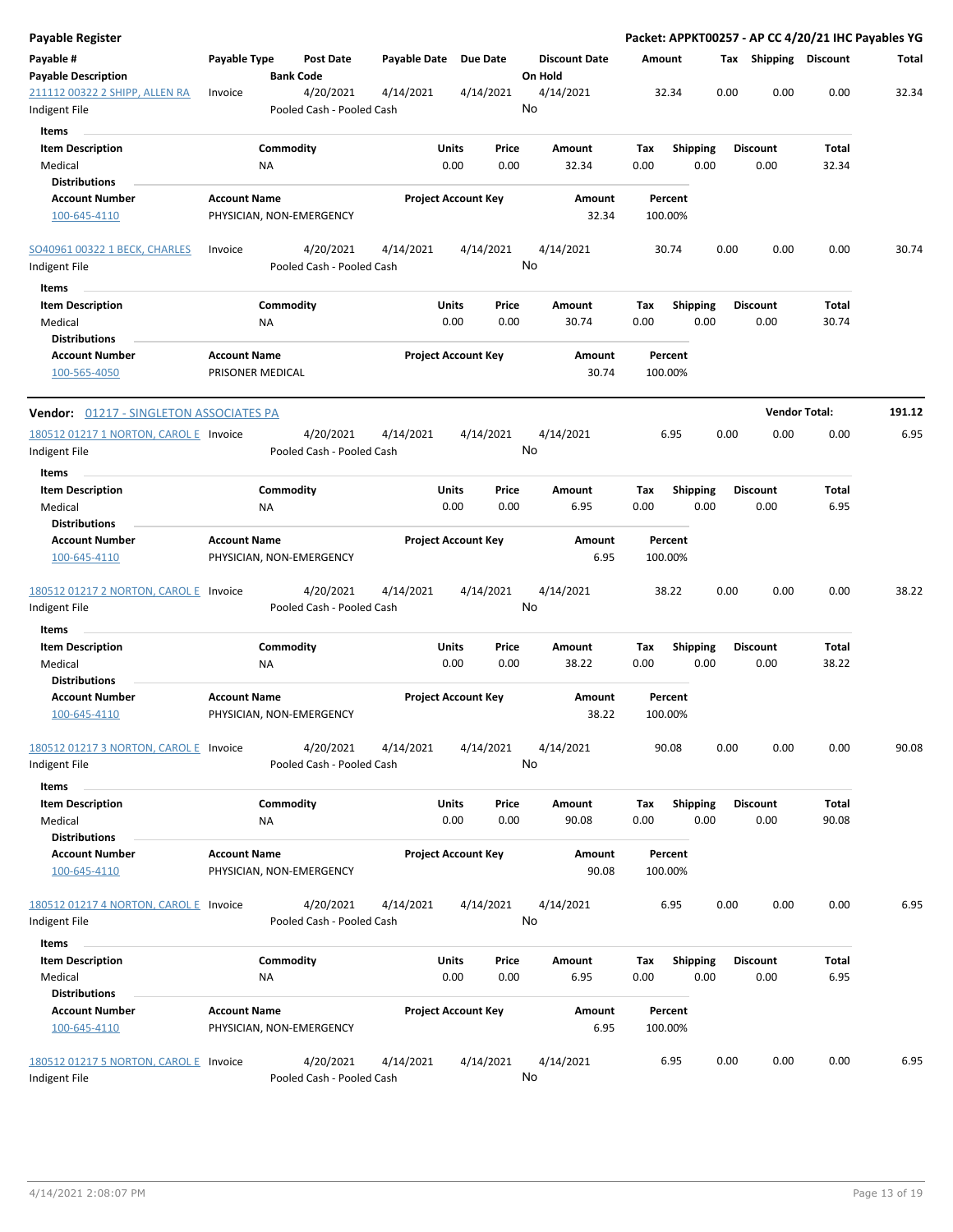**Payable Register** — **Packet: APPKT00257 - AP CC 4/20/21 IHC Payables YG**

| Payable # | Payable Type | Post Date | Payable Date | Due Date | Discount Date | Amount | Tax | Shipping | Discount | Total |
|---|---|---|---|---|---|---|---|---|---|---|
| **Payable Description** | | **Bank Code** | | | **On Hold** | | | | | |
| 211112 00322 2 SHIPP, ALLEN RA | Invoice | 4/20/2021 | 4/14/2021 | 4/14/2021 | 4/14/2021 | 32.34 | 0.00 | 0.00 | 0.00 | 32.34 |
| Indigent File | | Pooled Cash - Pooled Cash | | | No | | | | | |

**Items**

| Item Description | Commodity | Units | Price | Amount | Tax | Shipping | Discount | Total |
|---|---|---|---|---|---|---|---|---|
| Medical | NA | 0.00 | 0.00 | 32.34 | 0.00 | 0.00 | 0.00 | 32.34 |

**Distributions**

| Account Number | Account Name | Project Account Key | Amount | Percent |
|---|---|---|---|---|
| 100-645-4110 | PHYSICIAN, NON-EMERGENCY | | 32.34 | 100.00% |

| Payable # | Payable Type | Post Date | Payable Date | Due Date | Discount Date | Amount | Tax | Shipping | Discount | Total |
|---|---|---|---|---|---|---|---|---|---|---|
| SO40961 00322 1 BECK, CHARLES | Invoice | 4/20/2021 | 4/14/2021 | 4/14/2021 | 4/14/2021 | 30.74 | 0.00 | 0.00 | 0.00 | 30.74 |
| Indigent File | | Pooled Cash - Pooled Cash | | | No | | | | | |

**Items**

| Item Description | Commodity | Units | Price | Amount | Tax | Shipping | Discount | Total |
|---|---|---|---|---|---|---|---|---|
| Medical | NA | 0.00 | 0.00 | 30.74 | 0.00 | 0.00 | 0.00 | 30.74 |

**Distributions**

| Account Number | Account Name | Project Account Key | Amount | Percent |
|---|---|---|---|---|
| 100-565-4050 | PRISONER MEDICAL | | 30.74 | 100.00% |

**Vendor:** 01217 - SINGLETON ASSOCIATES PA — **Vendor Total:** 191.12

| Payable # | Payable Type | Post Date | Payable Date | Due Date | Discount Date | Amount | Tax | Shipping | Discount | Total |
|---|---|---|---|---|---|---|---|---|---|---|
| 180512 01217 1 NORTON, CAROL E | Invoice | 4/20/2021 | 4/14/2021 | 4/14/2021 | 4/14/2021 | 6.95 | 0.00 | 0.00 | 0.00 | 6.95 |
| Indigent File | | Pooled Cash - Pooled Cash | | | No | | | | | |

**Items**

| Item Description | Commodity | Units | Price | Amount | Tax | Shipping | Discount | Total |
|---|---|---|---|---|---|---|---|---|
| Medical | NA | 0.00 | 0.00 | 6.95 | 0.00 | 0.00 | 0.00 | 6.95 |

**Distributions**

| Account Number | Account Name | Project Account Key | Amount | Percent |
|---|---|---|---|---|
| 100-645-4110 | PHYSICIAN, NON-EMERGENCY | | 6.95 | 100.00% |

| Payable # | Payable Type | Post Date | Payable Date | Due Date | Discount Date | Amount | Tax | Shipping | Discount | Total |
|---|---|---|---|---|---|---|---|---|---|---|
| 180512 01217 2 NORTON, CAROL E | Invoice | 4/20/2021 | 4/14/2021 | 4/14/2021 | 4/14/2021 | 38.22 | 0.00 | 0.00 | 0.00 | 38.22 |
| Indigent File | | Pooled Cash - Pooled Cash | | | No | | | | | |

**Items**

| Item Description | Commodity | Units | Price | Amount | Tax | Shipping | Discount | Total |
|---|---|---|---|---|---|---|---|---|
| Medical | NA | 0.00 | 0.00 | 38.22 | 0.00 | 0.00 | 0.00 | 38.22 |

**Distributions**

| Account Number | Account Name | Project Account Key | Amount | Percent |
|---|---|---|---|---|
| 100-645-4110 | PHYSICIAN, NON-EMERGENCY | | 38.22 | 100.00% |

| Payable # | Payable Type | Post Date | Payable Date | Due Date | Discount Date | Amount | Tax | Shipping | Discount | Total |
|---|---|---|---|---|---|---|---|---|---|---|
| 180512 01217 3 NORTON, CAROL E | Invoice | 4/20/2021 | 4/14/2021 | 4/14/2021 | 4/14/2021 | 90.08 | 0.00 | 0.00 | 0.00 | 90.08 |
| Indigent File | | Pooled Cash - Pooled Cash | | | No | | | | | |

**Items**

| Item Description | Commodity | Units | Price | Amount | Tax | Shipping | Discount | Total |
|---|---|---|---|---|---|---|---|---|
| Medical | NA | 0.00 | 0.00 | 90.08 | 0.00 | 0.00 | 0.00 | 90.08 |

**Distributions**

| Account Number | Account Name | Project Account Key | Amount | Percent |
|---|---|---|---|---|
| 100-645-4110 | PHYSICIAN, NON-EMERGENCY | | 90.08 | 100.00% |

| Payable # | Payable Type | Post Date | Payable Date | Due Date | Discount Date | Amount | Tax | Shipping | Discount | Total |
|---|---|---|---|---|---|---|---|---|---|---|
| 180512 01217 4 NORTON, CAROL E | Invoice | 4/20/2021 | 4/14/2021 | 4/14/2021 | 4/14/2021 | 6.95 | 0.00 | 0.00 | 0.00 | 6.95 |
| Indigent File | | Pooled Cash - Pooled Cash | | | No | | | | | |

**Items**

| Item Description | Commodity | Units | Price | Amount | Tax | Shipping | Discount | Total |
|---|---|---|---|---|---|---|---|---|
| Medical | NA | 0.00 | 0.00 | 6.95 | 0.00 | 0.00 | 0.00 | 6.95 |

**Distributions**

| Account Number | Account Name | Project Account Key | Amount | Percent |
|---|---|---|---|---|
| 100-645-4110 | PHYSICIAN, NON-EMERGENCY | | 6.95 | 100.00% |

| Payable # | Payable Type | Post Date | Payable Date | Due Date | Discount Date | Amount | Tax | Shipping | Discount | Total |
|---|---|---|---|---|---|---|---|---|---|---|
| 180512 01217 5 NORTON, CAROL E | Invoice | 4/20/2021 | 4/14/2021 | 4/14/2021 | 4/14/2021 | 6.95 | 0.00 | 0.00 | 0.00 | 6.95 |
| Indigent File | | Pooled Cash - Pooled Cash | | | No | | | | | |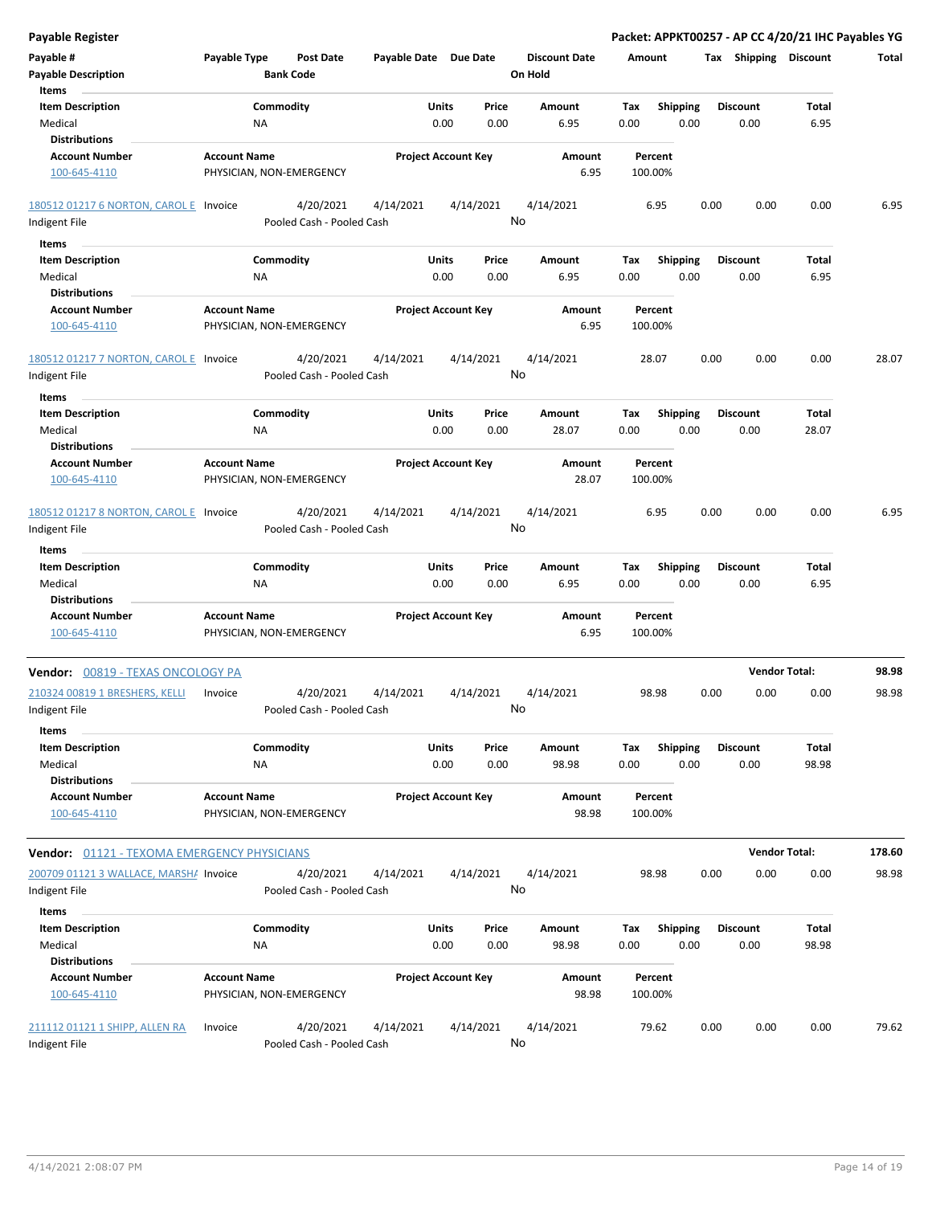# Payable Register

**Packet: APPKT00257 - AP CC 4/20/21 IHC Payables YG**

| Payable # | Payable Type | Post Date | Payable Date | Due Date | Discount Date | Amount | Tax | Shipping | Discount | Total |
|---|---|---|---|---|---|---|---|---|---|---|
| Payable Description | | Bank Code | | | On Hold | | | | | |

**Items**

| Item Description | Commodity | Units | Price | Amount | Tax | Shipping | Discount | Total |
|---|---|---|---|---|---|---|---|---|
| Medical | NA | 0.00 | 0.00 | 6.95 | 0.00 | 0.00 | 0.00 | 6.95 |

**Distributions**

| Account Number | Account Name | Project Account Key | Amount | Percent |
|---|---|---|---|---|
| 100-645-4110 | PHYSICIAN, NON-EMERGENCY | | 6.95 | 100.00% |

| Payable # | Payable Type | Post Date | Payable Date | Due Date | Discount Date | Amount | Tax | Shipping | Discount | Total |
|---|---|---|---|---|---|---|---|---|---|---|
| 180512 01217 6 NORTON, CAROL E | Invoice | 4/20/2021 | 4/14/2021 | 4/14/2021 | 4/14/2021 | 6.95 | 0.00 | 0.00 | 0.00 | 6.95 |
| Indigent File | | Pooled Cash - Pooled Cash | | | No | | | | | |

**Items**

| Item Description | Commodity | Units | Price | Amount | Tax | Shipping | Discount | Total |
|---|---|---|---|---|---|---|---|---|
| Medical | NA | 0.00 | 0.00 | 6.95 | 0.00 | 0.00 | 0.00 | 6.95 |

**Distributions**

| Account Number | Account Name | Project Account Key | Amount | Percent |
|---|---|---|---|---|
| 100-645-4110 | PHYSICIAN, NON-EMERGENCY | | 6.95 | 100.00% |

| Payable # | Payable Type | Post Date | Payable Date | Due Date | Discount Date | Amount | Tax | Shipping | Discount | Total |
|---|---|---|---|---|---|---|---|---|---|---|
| 180512 01217 7 NORTON, CAROL E | Invoice | 4/20/2021 | 4/14/2021 | 4/14/2021 | 4/14/2021 | 28.07 | 0.00 | 0.00 | 0.00 | 28.07 |
| Indigent File | | Pooled Cash - Pooled Cash | | | No | | | | | |

**Items**

| Item Description | Commodity | Units | Price | Amount | Tax | Shipping | Discount | Total |
|---|---|---|---|---|---|---|---|---|
| Medical | NA | 0.00 | 0.00 | 28.07 | 0.00 | 0.00 | 0.00 | 28.07 |

**Distributions**

| Account Number | Account Name | Project Account Key | Amount | Percent |
|---|---|---|---|---|
| 100-645-4110 | PHYSICIAN, NON-EMERGENCY | | 28.07 | 100.00% |

| Payable # | Payable Type | Post Date | Payable Date | Due Date | Discount Date | Amount | Tax | Shipping | Discount | Total |
|---|---|---|---|---|---|---|---|---|---|---|
| 180512 01217 8 NORTON, CAROL E | Invoice | 4/20/2021 | 4/14/2021 | 4/14/2021 | 4/14/2021 | 6.95 | 0.00 | 0.00 | 0.00 | 6.95 |
| Indigent File | | Pooled Cash - Pooled Cash | | | No | | | | | |

**Items**

| Item Description | Commodity | Units | Price | Amount | Tax | Shipping | Discount | Total |
|---|---|---|---|---|---|---|---|---|
| Medical | NA | 0.00 | 0.00 | 6.95 | 0.00 | 0.00 | 0.00 | 6.95 |

**Distributions**

| Account Number | Account Name | Project Account Key | Amount | Percent |
|---|---|---|---|---|
| 100-645-4110 | PHYSICIAN, NON-EMERGENCY | | 6.95 | 100.00% |

## Vendor: 00819 - TEXAS ONCOLOGY PA

**Vendor Total: 98.98**

| Payable # | Payable Type | Post Date | Payable Date | Due Date | Discount Date | Amount | Tax | Shipping | Discount | Total |
|---|---|---|---|---|---|---|---|---|---|---|
| 210324 00819 1 BRESHERS, KELLI | Invoice | 4/20/2021 | 4/14/2021 | 4/14/2021 | 4/14/2021 | 98.98 | 0.00 | 0.00 | 0.00 | 98.98 |
| Indigent File | | Pooled Cash - Pooled Cash | | | No | | | | | |

**Items**

| Item Description | Commodity | Units | Price | Amount | Tax | Shipping | Discount | Total |
|---|---|---|---|---|---|---|---|---|
| Medical | NA | 0.00 | 0.00 | 98.98 | 0.00 | 0.00 | 0.00 | 98.98 |

**Distributions**

| Account Number | Account Name | Project Account Key | Amount | Percent |
|---|---|---|---|---|
| 100-645-4110 | PHYSICIAN, NON-EMERGENCY | | 98.98 | 100.00% |

## Vendor: 01121 - TEXOMA EMERGENCY PHYSICIANS

**Vendor Total: 178.60**

| Payable # | Payable Type | Post Date | Payable Date | Due Date | Discount Date | Amount | Tax | Shipping | Discount | Total |
|---|---|---|---|---|---|---|---|---|---|---|
| 200709 01121 3 WALLACE, MARSHA | Invoice | 4/20/2021 | 4/14/2021 | 4/14/2021 | 4/14/2021 | 98.98 | 0.00 | 0.00 | 0.00 | 98.98 |
| Indigent File | | Pooled Cash - Pooled Cash | | | No | | | | | |

**Items**

| Item Description | Commodity | Units | Price | Amount | Tax | Shipping | Discount | Total |
|---|---|---|---|---|---|---|---|---|
| Medical | NA | 0.00 | 0.00 | 98.98 | 0.00 | 0.00 | 0.00 | 98.98 |

**Distributions**

| Account Number | Account Name | Project Account Key | Amount | Percent |
|---|---|---|---|---|
| 100-645-4110 | PHYSICIAN, NON-EMERGENCY | | 98.98 | 100.00% |

| Payable # | Payable Type | Post Date | Payable Date | Due Date | Discount Date | Amount | Tax | Shipping | Discount | Total |
|---|---|---|---|---|---|---|---|---|---|---|
| 211112 01121 1 SHIPP, ALLEN RA | Invoice | 4/20/2021 | 4/14/2021 | 4/14/2021 | 4/14/2021 | 79.62 | 0.00 | 0.00 | 0.00 | 79.62 |
| Indigent File | | Pooled Cash - Pooled Cash | | | No | | | | | |

4/14/2021 2:08:07 PM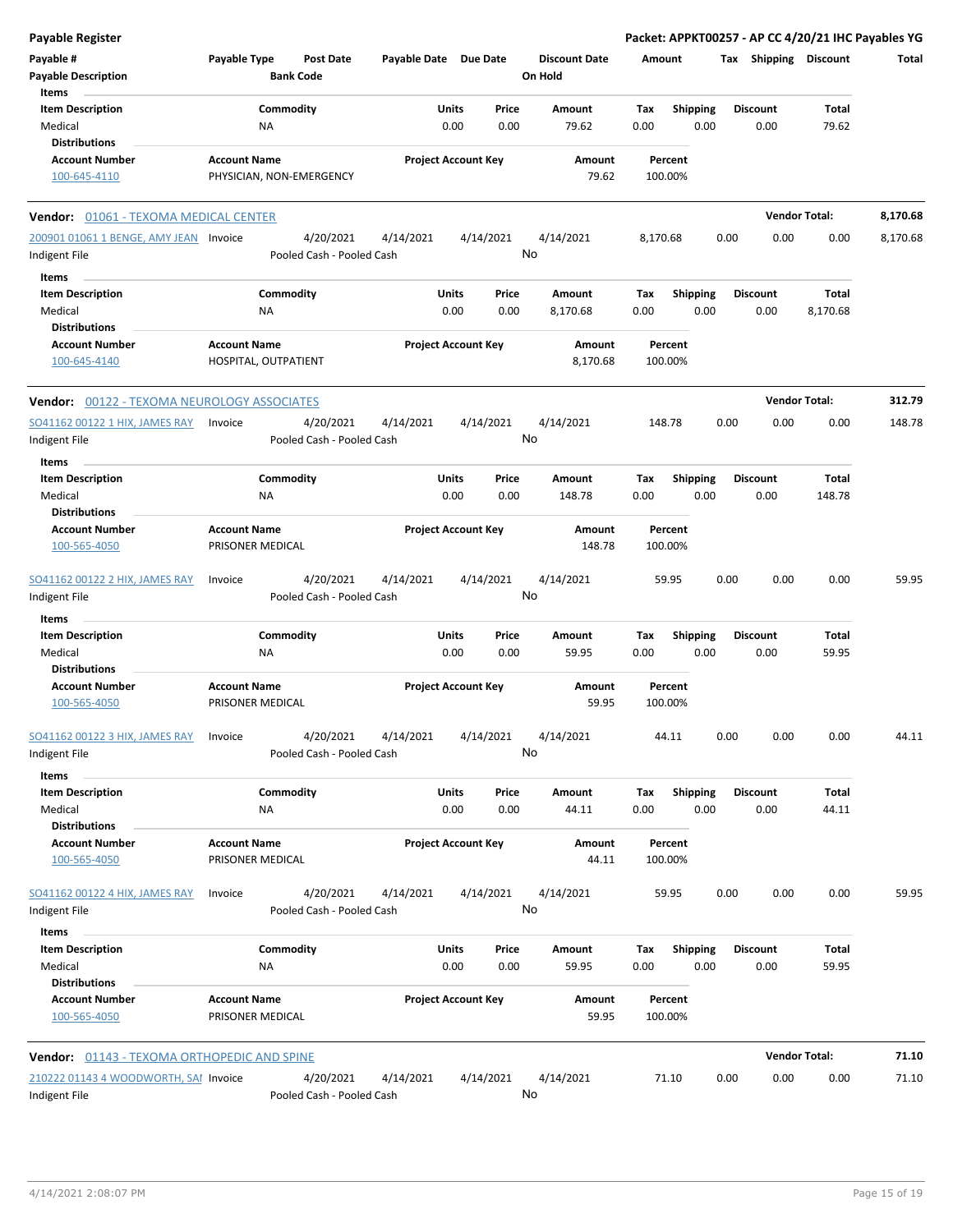**Payable Register** — **Packet: APPKT00257 - AP CC 4/20/21 IHC Payables YG**

| Payable # | Payable Type | Post Date | Payable Date | Due Date | Discount Date | Amount | Tax | Shipping | Discount | Total |
|---|---|---|---|---|---|---|---|---|---|---|
| Payable Description | | Bank Code | | | On Hold | | | | | |

Items

| Item Description | Commodity | Units | Price | Amount | Tax | Shipping | Discount | Total |
|---|---|---|---|---|---|---|---|---|
| Medical | NA | 0.00 | 0.00 | 79.62 | 0.00 | 0.00 | 0.00 | 79.62 |

Distributions

| Account Number | Account Name | Project Account Key | Amount | Percent |
|---|---|---|---|---|
| 100-645-4110 | PHYSICIAN, NON-EMERGENCY | | 79.62 | 100.00% |

## Vendor: 01061 - TEXOMA MEDICAL CENTER — Vendor Total: 8,170.68

| Payable # | Payable Type | Post Date | Payable Date | Due Date | Discount Date | Amount | Tax | Shipping | Discount | Total |
|---|---|---|---|---|---|---|---|---|---|---|
| 200901 01061 1 BENGE, AMY JEAN | Invoice | 4/20/2021 | 4/14/2021 | 4/14/2021 | 4/14/2021 | 8,170.68 | 0.00 | 0.00 | 0.00 | 8,170.68 |
| Indigent File | | Pooled Cash - Pooled Cash | | | No | | | | | |

Items

| Item Description | Commodity | Units | Price | Amount | Tax | Shipping | Discount | Total |
|---|---|---|---|---|---|---|---|---|
| Medical | NA | 0.00 | 0.00 | 8,170.68 | 0.00 | 0.00 | 0.00 | 8,170.68 |

Distributions

| Account Number | Account Name | Project Account Key | Amount | Percent |
|---|---|---|---|---|
| 100-645-4140 | HOSPITAL, OUTPATIENT | | 8,170.68 | 100.00% |

## Vendor: 00122 - TEXOMA NEUROLOGY ASSOCIATES — Vendor Total: 312.79

| Payable # | Payable Type | Post Date | Payable Date | Due Date | Discount Date | Amount | Tax | Shipping | Discount | Total |
|---|---|---|---|---|---|---|---|---|---|---|
| SO41162 00122 1 HIX, JAMES RAY | Invoice | 4/20/2021 | 4/14/2021 | 4/14/2021 | 4/14/2021 | 148.78 | 0.00 | 0.00 | 0.00 | 148.78 |
| Indigent File | | Pooled Cash - Pooled Cash | | | No | | | | | |

Items

| Item Description | Commodity | Units | Price | Amount | Tax | Shipping | Discount | Total |
|---|---|---|---|---|---|---|---|---|
| Medical | NA | 0.00 | 0.00 | 148.78 | 0.00 | 0.00 | 0.00 | 148.78 |

Distributions

| Account Number | Account Name | Project Account Key | Amount | Percent |
|---|---|---|---|---|
| 100-565-4050 | PRISONER MEDICAL | | 148.78 | 100.00% |

| Payable # | Payable Type | Post Date | Payable Date | Due Date | Discount Date | Amount | Tax | Shipping | Discount | Total |
|---|---|---|---|---|---|---|---|---|---|---|
| SO41162 00122 2 HIX, JAMES RAY | Invoice | 4/20/2021 | 4/14/2021 | 4/14/2021 | 4/14/2021 | 59.95 | 0.00 | 0.00 | 0.00 | 59.95 |
| Indigent File | | Pooled Cash - Pooled Cash | | | No | | | | | |

Items

| Item Description | Commodity | Units | Price | Amount | Tax | Shipping | Discount | Total |
|---|---|---|---|---|---|---|---|---|
| Medical | NA | 0.00 | 0.00 | 59.95 | 0.00 | 0.00 | 0.00 | 59.95 |

Distributions

| Account Number | Account Name | Project Account Key | Amount | Percent |
|---|---|---|---|---|
| 100-565-4050 | PRISONER MEDICAL | | 59.95 | 100.00% |

| Payable # | Payable Type | Post Date | Payable Date | Due Date | Discount Date | Amount | Tax | Shipping | Discount | Total |
|---|---|---|---|---|---|---|---|---|---|---|
| SO41162 00122 3 HIX, JAMES RAY | Invoice | 4/20/2021 | 4/14/2021 | 4/14/2021 | 4/14/2021 | 44.11 | 0.00 | 0.00 | 0.00 | 44.11 |
| Indigent File | | Pooled Cash - Pooled Cash | | | No | | | | | |

Items

| Item Description | Commodity | Units | Price | Amount | Tax | Shipping | Discount | Total |
|---|---|---|---|---|---|---|---|---|
| Medical | NA | 0.00 | 0.00 | 44.11 | 0.00 | 0.00 | 0.00 | 44.11 |

Distributions

| Account Number | Account Name | Project Account Key | Amount | Percent |
|---|---|---|---|---|
| 100-565-4050 | PRISONER MEDICAL | | 44.11 | 100.00% |

| Payable # | Payable Type | Post Date | Payable Date | Due Date | Discount Date | Amount | Tax | Shipping | Discount | Total |
|---|---|---|---|---|---|---|---|---|---|---|
| SO41162 00122 4 HIX, JAMES RAY | Invoice | 4/20/2021 | 4/14/2021 | 4/14/2021 | 4/14/2021 | 59.95 | 0.00 | 0.00 | 0.00 | 59.95 |
| Indigent File | | Pooled Cash - Pooled Cash | | | No | | | | | |

Items

| Item Description | Commodity | Units | Price | Amount | Tax | Shipping | Discount | Total |
|---|---|---|---|---|---|---|---|---|
| Medical | NA | 0.00 | 0.00 | 59.95 | 0.00 | 0.00 | 0.00 | 59.95 |

Distributions

| Account Number | Account Name | Project Account Key | Amount | Percent |
|---|---|---|---|---|
| 100-565-4050 | PRISONER MEDICAL | | 59.95 | 100.00% |

## Vendor: 01143 - TEXOMA ORTHOPEDIC AND SPINE — Vendor Total: 71.10

| Payable # | Payable Type | Post Date | Payable Date | Due Date | Discount Date | Amount | Tax | Shipping | Discount | Total |
|---|---|---|---|---|---|---|---|---|---|---|
| 210222 01143 4 WOODWORTH, SAI | Invoice | 4/20/2021 | 4/14/2021 | 4/14/2021 | 4/14/2021 | 71.10 | 0.00 | 0.00 | 0.00 | 71.10 |
| Indigent File | | Pooled Cash - Pooled Cash | | | No | | | | | |

4/14/2021 2:08:07 PM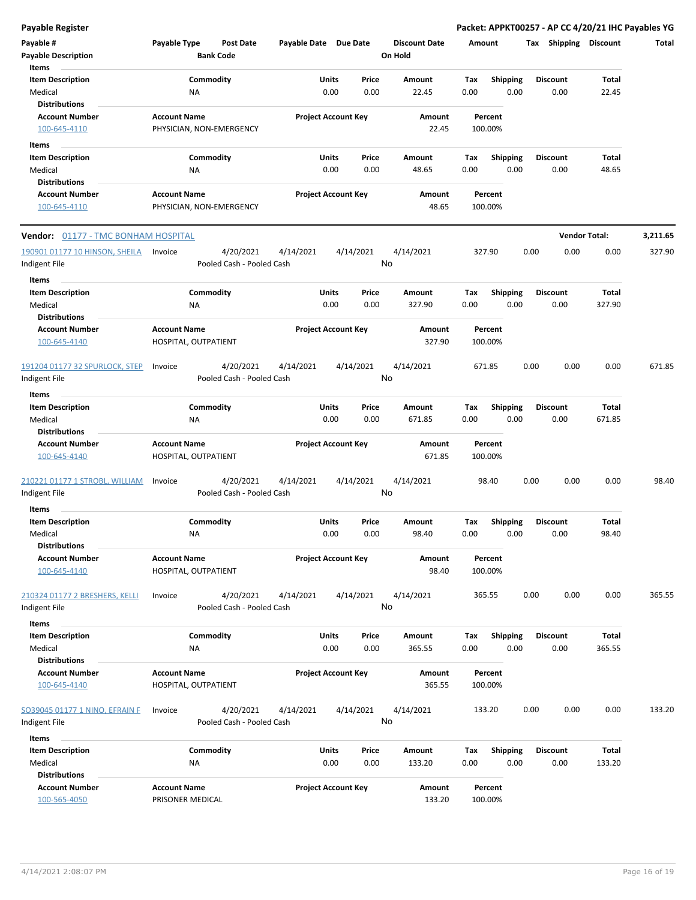**Payable Register** — Packet: APPKT00257 - AP CC 4/20/21 IHC Payables YG

| Payable # | Payable Type | Post Date | Payable Date | Due Date | Discount Date | Amount | Tax | Shipping | Discount | Total |
|---|---|---|---|---|---|---|---|---|---|---|
| Payable Description | | Bank Code | | | On Hold | | | | | |

**Items**

| Item Description | Commodity | Units | Price | Amount | Tax | Shipping | Discount | Total |
|---|---|---|---|---|---|---|---|---|
| Medical | NA | 0.00 | 0.00 | 22.45 | 0.00 | 0.00 | 0.00 | 22.45 |

**Distributions**

| Account Number | Account Name | Project Account Key | Amount | Percent |
|---|---|---|---|---|
| 100-645-4110 | PHYSICIAN, NON-EMERGENCY | | 22.45 | 100.00% |

**Items**

| Item Description | Commodity | Units | Price | Amount | Tax | Shipping | Discount | Total |
|---|---|---|---|---|---|---|---|---|
| Medical | NA | 0.00 | 0.00 | 48.65 | 0.00 | 0.00 | 0.00 | 48.65 |

**Distributions**

| Account Number | Account Name | Project Account Key | Amount | Percent |
|---|---|---|---|---|
| 100-645-4110 | PHYSICIAN, NON-EMERGENCY | | 48.65 | 100.00% |

## Vendor: 01177 - TMC BONHAM HOSPITAL — Vendor Total: 3,211.65

| Payable # | Payable Type | Post Date | Payable Date | Due Date | Discount Date | Amount | Tax | Shipping | Discount | Total |
|---|---|---|---|---|---|---|---|---|---|---|
| 190901 01177 10 HINSON, SHEILA | Invoice | 4/20/2021 | 4/14/2021 | 4/14/2021 | 4/14/2021 | 327.90 | 0.00 | 0.00 | 0.00 | 327.90 |
| Indigent File | | Pooled Cash - Pooled Cash | | | No | | | | | |

**Items**

| Item Description | Commodity | Units | Price | Amount | Tax | Shipping | Discount | Total |
|---|---|---|---|---|---|---|---|---|
| Medical | NA | 0.00 | 0.00 | 327.90 | 0.00 | 0.00 | 0.00 | 327.90 |

**Distributions**

| Account Number | Account Name | Project Account Key | Amount | Percent |
|---|---|---|---|---|
| 100-645-4140 | HOSPITAL, OUTPATIENT | | 327.90 | 100.00% |

| Payable # | Payable Type | Post Date | Payable Date | Due Date | Discount Date | Amount | Tax | Shipping | Discount | Total |
|---|---|---|---|---|---|---|---|---|---|---|
| 191204 01177 32 SPURLOCK, STEP | Invoice | 4/20/2021 | 4/14/2021 | 4/14/2021 | 4/14/2021 | 671.85 | 0.00 | 0.00 | 0.00 | 671.85 |
| Indigent File | | Pooled Cash - Pooled Cash | | | No | | | | | |

**Items**

| Item Description | Commodity | Units | Price | Amount | Tax | Shipping | Discount | Total |
|---|---|---|---|---|---|---|---|---|
| Medical | NA | 0.00 | 0.00 | 671.85 | 0.00 | 0.00 | 0.00 | 671.85 |

**Distributions**

| Account Number | Account Name | Project Account Key | Amount | Percent |
|---|---|---|---|---|
| 100-645-4140 | HOSPITAL, OUTPATIENT | | 671.85 | 100.00% |

| Payable # | Payable Type | Post Date | Payable Date | Due Date | Discount Date | Amount | Tax | Shipping | Discount | Total |
|---|---|---|---|---|---|---|---|---|---|---|
| 210221 01177 1 STROBL, WILLIAM | Invoice | 4/20/2021 | 4/14/2021 | 4/14/2021 | 4/14/2021 | 98.40 | 0.00 | 0.00 | 0.00 | 98.40 |
| Indigent File | | Pooled Cash - Pooled Cash | | | No | | | | | |

**Items**

| Item Description | Commodity | Units | Price | Amount | Tax | Shipping | Discount | Total |
|---|---|---|---|---|---|---|---|---|
| Medical | NA | 0.00 | 0.00 | 98.40 | 0.00 | 0.00 | 0.00 | 98.40 |

**Distributions**

| Account Number | Account Name | Project Account Key | Amount | Percent |
|---|---|---|---|---|
| 100-645-4140 | HOSPITAL, OUTPATIENT | | 98.40 | 100.00% |

| Payable # | Payable Type | Post Date | Payable Date | Due Date | Discount Date | Amount | Tax | Shipping | Discount | Total |
|---|---|---|---|---|---|---|---|---|---|---|
| 210324 01177 2 BRESHERS, KELLI | Invoice | 4/20/2021 | 4/14/2021 | 4/14/2021 | 4/14/2021 | 365.55 | 0.00 | 0.00 | 0.00 | 365.55 |
| Indigent File | | Pooled Cash - Pooled Cash | | | No | | | | | |

**Items**

| Item Description | Commodity | Units | Price | Amount | Tax | Shipping | Discount | Total |
|---|---|---|---|---|---|---|---|---|
| Medical | NA | 0.00 | 0.00 | 365.55 | 0.00 | 0.00 | 0.00 | 365.55 |

**Distributions**

| Account Number | Account Name | Project Account Key | Amount | Percent |
|---|---|---|---|---|
| 100-645-4140 | HOSPITAL, OUTPATIENT | | 365.55 | 100.00% |

| Payable # | Payable Type | Post Date | Payable Date | Due Date | Discount Date | Amount | Tax | Shipping | Discount | Total |
|---|---|---|---|---|---|---|---|---|---|---|
| SO39045 01177 1 NINO, EFRAIN F | Invoice | 4/20/2021 | 4/14/2021 | 4/14/2021 | 4/14/2021 | 133.20 | 0.00 | 0.00 | 0.00 | 133.20 |
| Indigent File | | Pooled Cash - Pooled Cash | | | No | | | | | |

**Items**

| Item Description | Commodity | Units | Price | Amount | Tax | Shipping | Discount | Total |
|---|---|---|---|---|---|---|---|---|
| Medical | NA | 0.00 | 0.00 | 133.20 | 0.00 | 0.00 | 0.00 | 133.20 |

**Distributions**

| Account Number | Account Name | Project Account Key | Amount | Percent |
|---|---|---|---|---|
| 100-565-4050 | PRISONER MEDICAL | | 133.20 | 100.00% |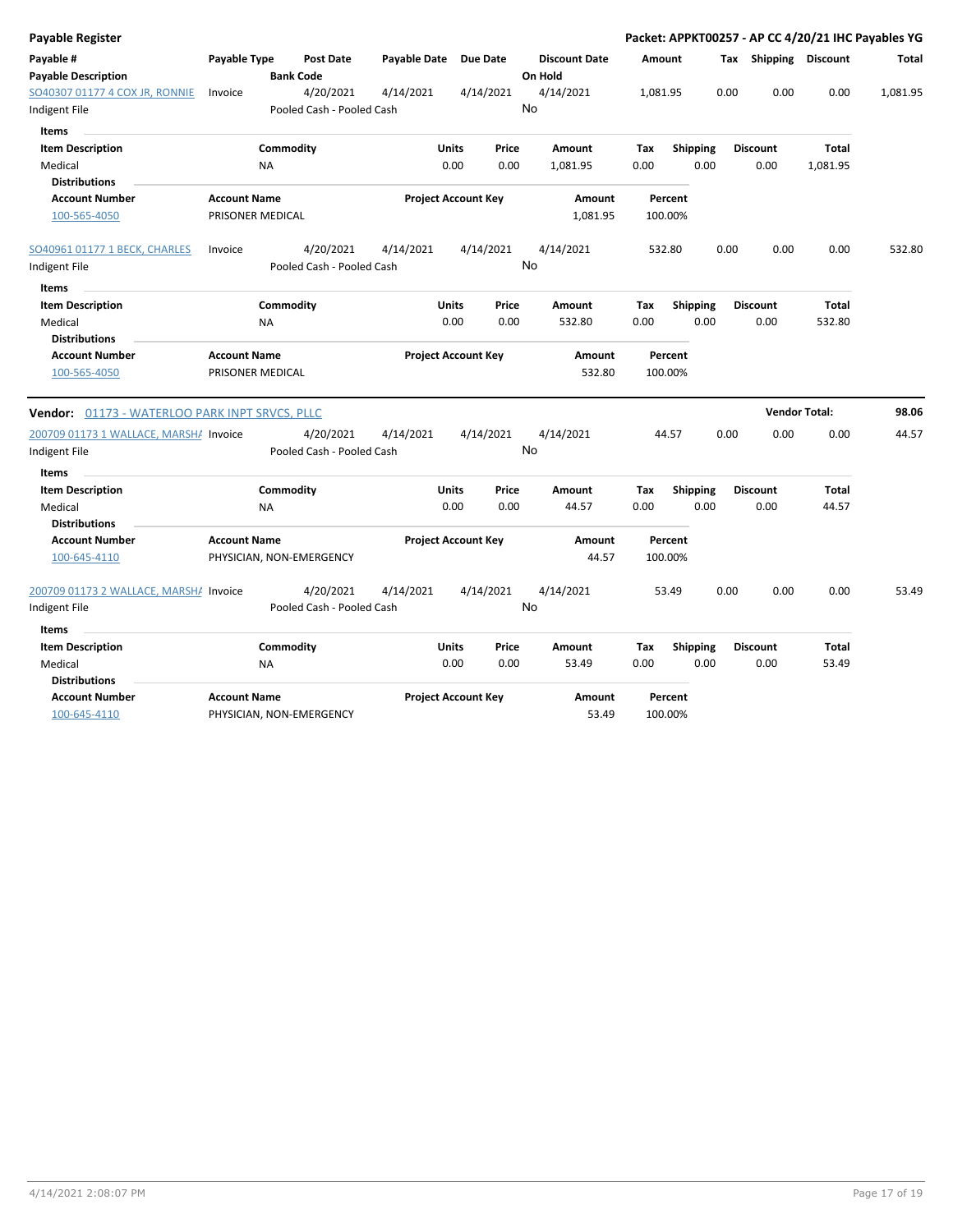## Payable Register

**Packet: APPKT00257 - AP CC 4/20/21 IHC Payables YG**

| Payable # | Payable Type | Post Date | Payable Date | Due Date | Discount Date | Amount | Tax | Shipping | Discount | Total |
|---|---|---|---|---|---|---|---|---|---|---|
| **Payable Description** | | **Bank Code** | | | **On Hold** | | | | | |
| SO40307 01177 4 COX JR, RONNIE | Invoice | 4/20/2021 | 4/14/2021 | 4/14/2021 | 4/14/2021 | 1,081.95 | 0.00 | 0.00 | 0.00 | 1,081.95 |
| Indigent File | | Pooled Cash - Pooled Cash | | | No | | | | | |

**Items**

| Item Description | Commodity | Units | Price | Amount | Tax | Shipping | Discount | Total |
|---|---|---|---|---|---|---|---|---|
| Medical | NA | 0.00 | 0.00 | 1,081.95 | 0.00 | 0.00 | 0.00 | 1,081.95 |

**Distributions**

| Account Number | Account Name | Project Account Key | Amount | Percent |
|---|---|---|---|---|
| 100-565-4050 | PRISONER MEDICAL | | 1,081.95 | 100.00% |

| Payable # | Payable Type | Post Date | Payable Date | Due Date | Discount Date | Amount | Tax | Shipping | Discount | Total |
|---|---|---|---|---|---|---|---|---|---|---|
| SO40961 01177 1 BECK, CHARLES | Invoice | 4/20/2021 | 4/14/2021 | 4/14/2021 | 4/14/2021 | 532.80 | 0.00 | 0.00 | 0.00 | 532.80 |
| Indigent File | | Pooled Cash - Pooled Cash | | | No | | | | | |

**Items**

| Item Description | Commodity | Units | Price | Amount | Tax | Shipping | Discount | Total |
|---|---|---|---|---|---|---|---|---|
| Medical | NA | 0.00 | 0.00 | 532.80 | 0.00 | 0.00 | 0.00 | 532.80 |

**Distributions**

| Account Number | Account Name | Project Account Key | Amount | Percent |
|---|---|---|---|---|
| 100-565-4050 | PRISONER MEDICAL | | 532.80 | 100.00% |

**Vendor:** 01173 - WATERLOO PARK INPT SRVCS, PLLC — **Vendor Total: 98.06**

| Payable # | Payable Type | Post Date | Payable Date | Due Date | Discount Date | Amount | Tax | Shipping | Discount | Total |
|---|---|---|---|---|---|---|---|---|---|---|
| 200709 01173 1 WALLACE, MARSHA | Invoice | 4/20/2021 | 4/14/2021 | 4/14/2021 | 4/14/2021 | 44.57 | 0.00 | 0.00 | 0.00 | 44.57 |
| Indigent File | | Pooled Cash - Pooled Cash | | | No | | | | | |

**Items**

| Item Description | Commodity | Units | Price | Amount | Tax | Shipping | Discount | Total |
|---|---|---|---|---|---|---|---|---|
| Medical | NA | 0.00 | 0.00 | 44.57 | 0.00 | 0.00 | 0.00 | 44.57 |

**Distributions**

| Account Number | Account Name | Project Account Key | Amount | Percent |
|---|---|---|---|---|
| 100-645-4110 | PHYSICIAN, NON-EMERGENCY | | 44.57 | 100.00% |

| Payable # | Payable Type | Post Date | Payable Date | Due Date | Discount Date | Amount | Tax | Shipping | Discount | Total |
|---|---|---|---|---|---|---|---|---|---|---|
| 200709 01173 2 WALLACE, MARSHA | Invoice | 4/20/2021 | 4/14/2021 | 4/14/2021 | 4/14/2021 | 53.49 | 0.00 | 0.00 | 0.00 | 53.49 |
| Indigent File | | Pooled Cash - Pooled Cash | | | No | | | | | |

**Items**

| Item Description | Commodity | Units | Price | Amount | Tax | Shipping | Discount | Total |
|---|---|---|---|---|---|---|---|---|
| Medical | NA | 0.00 | 0.00 | 53.49 | 0.00 | 0.00 | 0.00 | 53.49 |

**Distributions**

| Account Number | Account Name | Project Account Key | Amount | Percent |
|---|---|---|---|---|
| 100-645-4110 | PHYSICIAN, NON-EMERGENCY | | 53.49 | 100.00% |

4/14/2021 2:08:07 PM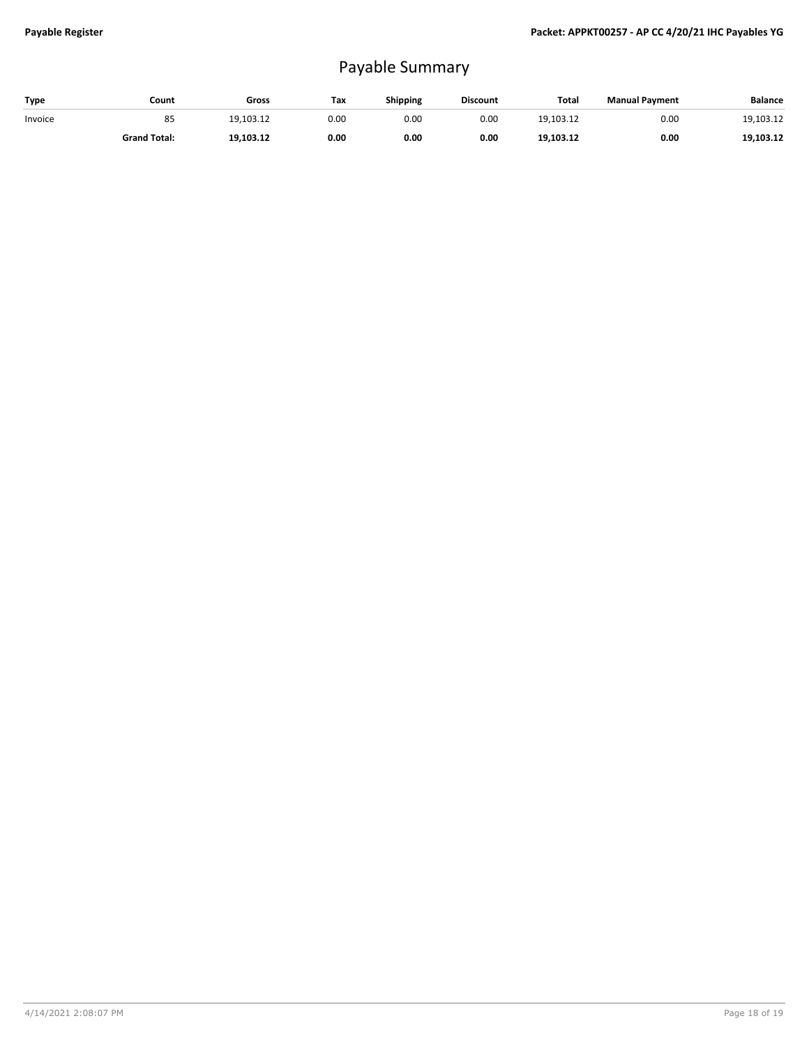# Payable Summary

| Type | Count | Gross | Tax | Shipping | Discount | Total | Manual Payment | Balance |
|---|---|---|---|---|---|---|---|---|
| Invoice | 85 | 19,103.12 | 0.00 | 0.00 | 0.00 | 19,103.12 | 0.00 | 19,103.12 |
| | **Grand Total:** | **19,103.12** | **0.00** | **0.00** | **0.00** | **19,103.12** | **0.00** | **19,103.12** |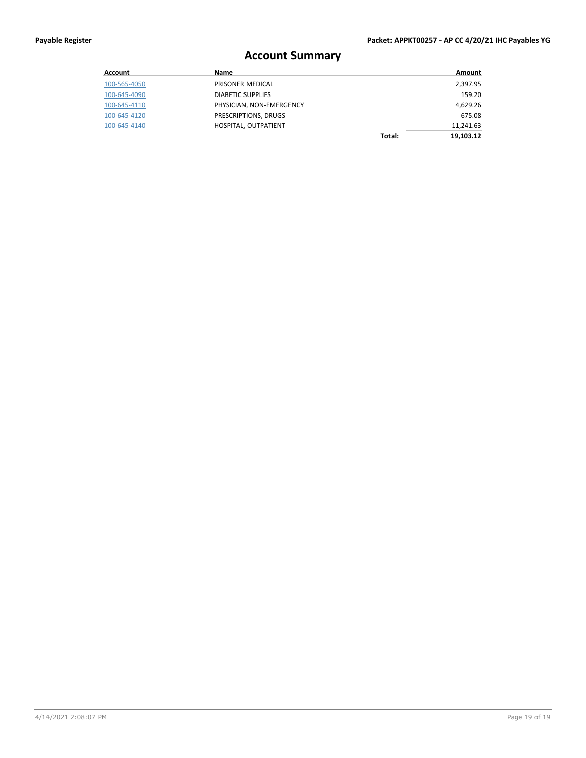# Account Summary

| Account | Name | | Amount |
| --- | --- | --- | --- |
| 100-565-4050 | PRISONER MEDICAL | | 2,397.95 |
| 100-645-4090 | DIABETIC SUPPLIES | | 159.20 |
| 100-645-4110 | PHYSICIAN, NON-EMERGENCY | | 4,629.26 |
| 100-645-4120 | PRESCRIPTIONS, DRUGS | | 675.08 |
| 100-645-4140 | HOSPITAL, OUTPATIENT | | 11,241.63 |
| | | **Total:** | **19,103.12** |